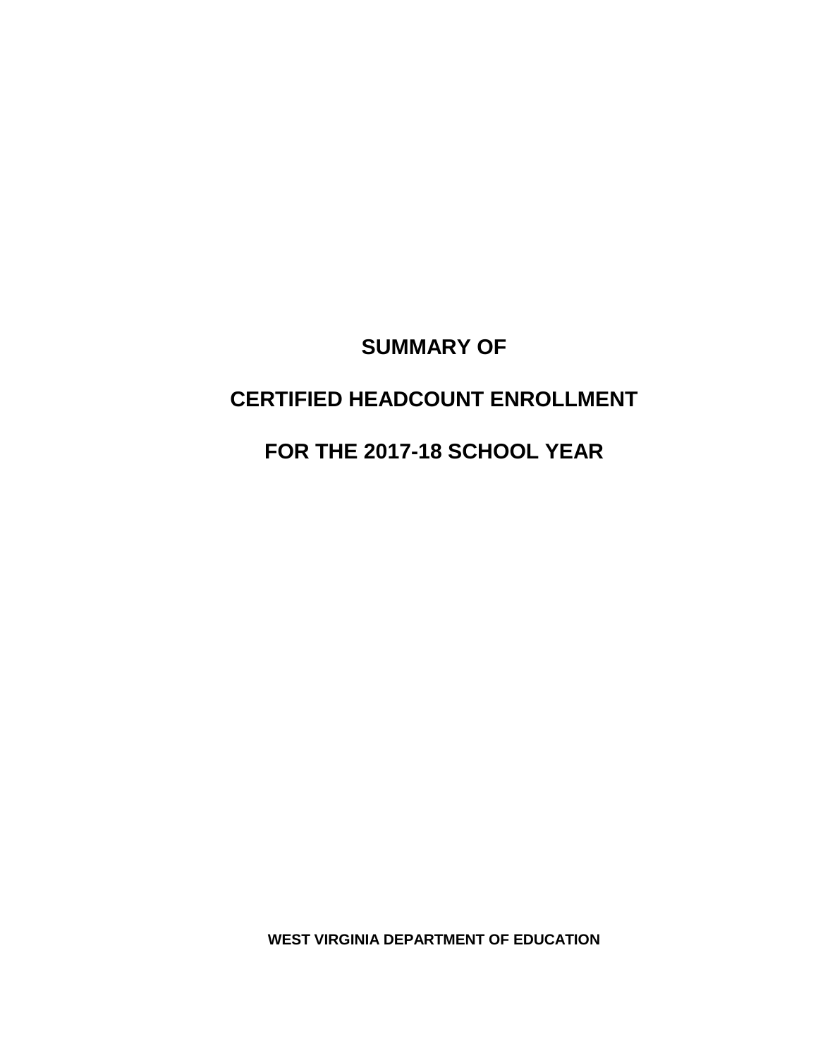# SUMMARY OF

# CERTIFIED HEADCOUNT ENROLLMENT

# FOR THE 2017-18 SCHOOL YEAR

**WEST VIRGINIA DEPARTMENT OF EDUCATION**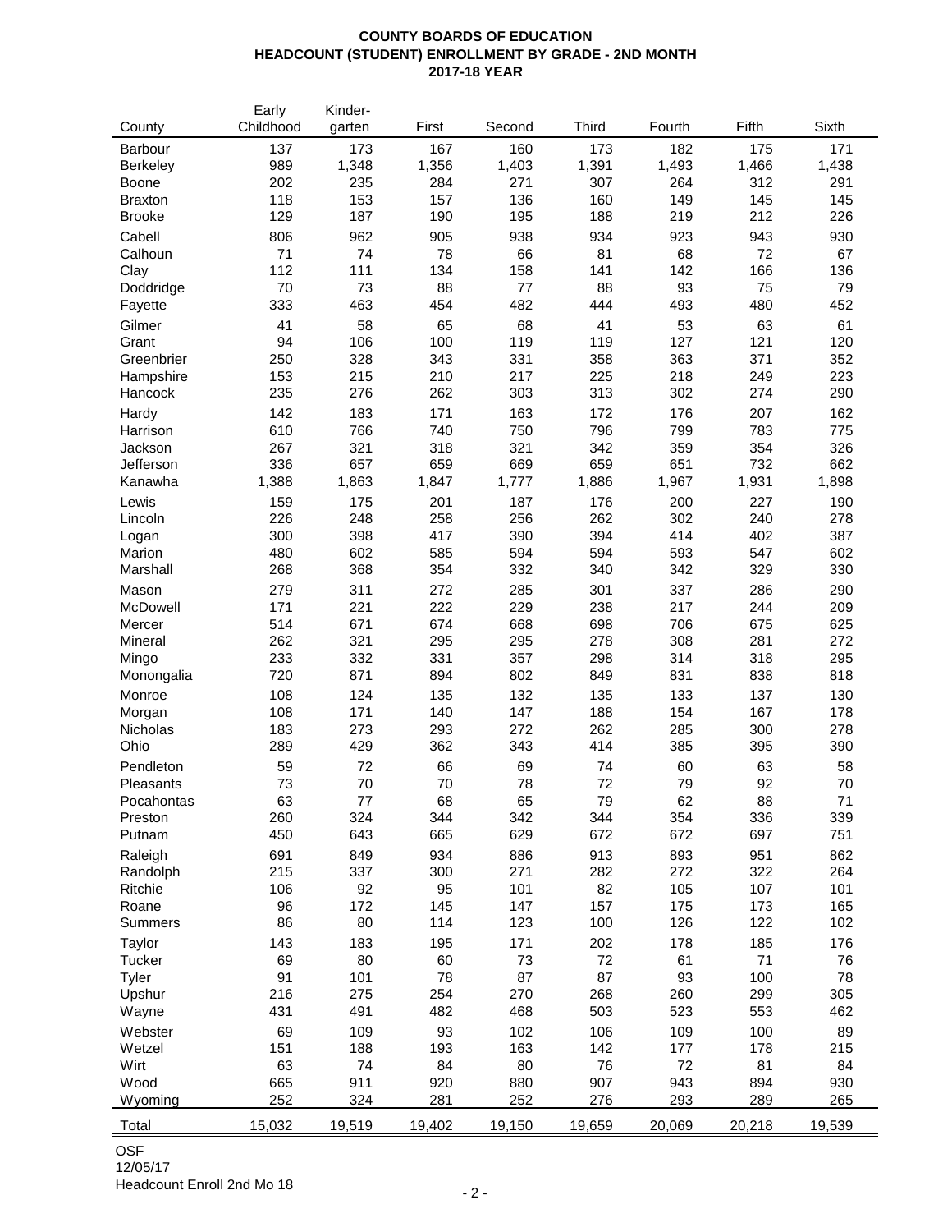# COUNTY BOARDS OF EDUCATION
## HEADCOUNT (STUDENT) ENROLLMENT BY GRADE - 2ND MONTH
### 2017-18 YEAR

| County | Early Childhood | Kinder-garten | First | Second | Third | Fourth | Fifth | Sixth |
|---|---|---|---|---|---|---|---|---|
| Barbour | 137 | 173 | 167 | 160 | 173 | 182 | 175 | 171 |
| Berkeley | 989 | 1,348 | 1,356 | 1,403 | 1,391 | 1,493 | 1,466 | 1,438 |
| Boone | 202 | 235 | 284 | 271 | 307 | 264 | 312 | 291 |
| Braxton | 118 | 153 | 157 | 136 | 160 | 149 | 145 | 145 |
| Brooke | 129 | 187 | 190 | 195 | 188 | 219 | 212 | 226 |
| Cabell | 806 | 962 | 905 | 938 | 934 | 923 | 943 | 930 |
| Calhoun | 71 | 74 | 78 | 66 | 81 | 68 | 72 | 67 |
| Clay | 112 | 111 | 134 | 158 | 141 | 142 | 166 | 136 |
| Doddridge | 70 | 73 | 88 | 77 | 88 | 93 | 75 | 79 |
| Fayette | 333 | 463 | 454 | 482 | 444 | 493 | 480 | 452 |
| Gilmer | 41 | 58 | 65 | 68 | 41 | 53 | 63 | 61 |
| Grant | 94 | 106 | 100 | 119 | 119 | 127 | 121 | 120 |
| Greenbrier | 250 | 328 | 343 | 331 | 358 | 363 | 371 | 352 |
| Hampshire | 153 | 215 | 210 | 217 | 225 | 218 | 249 | 223 |
| Hancock | 235 | 276 | 262 | 303 | 313 | 302 | 274 | 290 |
| Hardy | 142 | 183 | 171 | 163 | 172 | 176 | 207 | 162 |
| Harrison | 610 | 766 | 740 | 750 | 796 | 799 | 783 | 775 |
| Jackson | 267 | 321 | 318 | 321 | 342 | 359 | 354 | 326 |
| Jefferson | 336 | 657 | 659 | 669 | 659 | 651 | 732 | 662 |
| Kanawha | 1,388 | 1,863 | 1,847 | 1,777 | 1,886 | 1,967 | 1,931 | 1,898 |
| Lewis | 159 | 175 | 201 | 187 | 176 | 200 | 227 | 190 |
| Lincoln | 226 | 248 | 258 | 256 | 262 | 302 | 240 | 278 |
| Logan | 300 | 398 | 417 | 390 | 394 | 414 | 402 | 387 |
| Marion | 480 | 602 | 585 | 594 | 594 | 593 | 547 | 602 |
| Marshall | 268 | 368 | 354 | 332 | 340 | 342 | 329 | 330 |
| Mason | 279 | 311 | 272 | 285 | 301 | 337 | 286 | 290 |
| McDowell | 171 | 221 | 222 | 229 | 238 | 217 | 244 | 209 |
| Mercer | 514 | 671 | 674 | 668 | 698 | 706 | 675 | 625 |
| Mineral | 262 | 321 | 295 | 295 | 278 | 308 | 281 | 272 |
| Mingo | 233 | 332 | 331 | 357 | 298 | 314 | 318 | 295 |
| Monongalia | 720 | 871 | 894 | 802 | 849 | 831 | 838 | 818 |
| Monroe | 108 | 124 | 135 | 132 | 135 | 133 | 137 | 130 |
| Morgan | 108 | 171 | 140 | 147 | 188 | 154 | 167 | 178 |
| Nicholas | 183 | 273 | 293 | 272 | 262 | 285 | 300 | 278 |
| Ohio | 289 | 429 | 362 | 343 | 414 | 385 | 395 | 390 |
| Pendleton | 59 | 72 | 66 | 69 | 74 | 60 | 63 | 58 |
| Pleasants | 73 | 70 | 70 | 78 | 72 | 79 | 92 | 70 |
| Pocahontas | 63 | 77 | 68 | 65 | 79 | 62 | 88 | 71 |
| Preston | 260 | 324 | 344 | 342 | 344 | 354 | 336 | 339 |
| Putnam | 450 | 643 | 665 | 629 | 672 | 672 | 697 | 751 |
| Raleigh | 691 | 849 | 934 | 886 | 913 | 893 | 951 | 862 |
| Randolph | 215 | 337 | 300 | 271 | 282 | 272 | 322 | 264 |
| Ritchie | 106 | 92 | 95 | 101 | 82 | 105 | 107 | 101 |
| Roane | 96 | 172 | 145 | 147 | 157 | 175 | 173 | 165 |
| Summers | 86 | 80 | 114 | 123 | 100 | 126 | 122 | 102 |
| Taylor | 143 | 183 | 195 | 171 | 202 | 178 | 185 | 176 |
| Tucker | 69 | 80 | 60 | 73 | 72 | 61 | 71 | 76 |
| Tyler | 91 | 101 | 78 | 87 | 87 | 93 | 100 | 78 |
| Upshur | 216 | 275 | 254 | 270 | 268 | 260 | 299 | 305 |
| Wayne | 431 | 491 | 482 | 468 | 503 | 523 | 553 | 462 |
| Webster | 69 | 109 | 93 | 102 | 106 | 109 | 100 | 89 |
| Wetzel | 151 | 188 | 193 | 163 | 142 | 177 | 178 | 215 |
| Wirt | 63 | 74 | 84 | 80 | 76 | 72 | 81 | 84 |
| Wood | 665 | 911 | 920 | 880 | 907 | 943 | 894 | 930 |
| Wyoming | 252 | 324 | 281 | 252 | 276 | 293 | 289 | 265 |
| Total | 15,032 | 19,519 | 19,402 | 19,150 | 19,659 | 20,069 | 20,218 | 19,539 |

OSF
12/05/17
Headcount Enroll 2nd Mo 18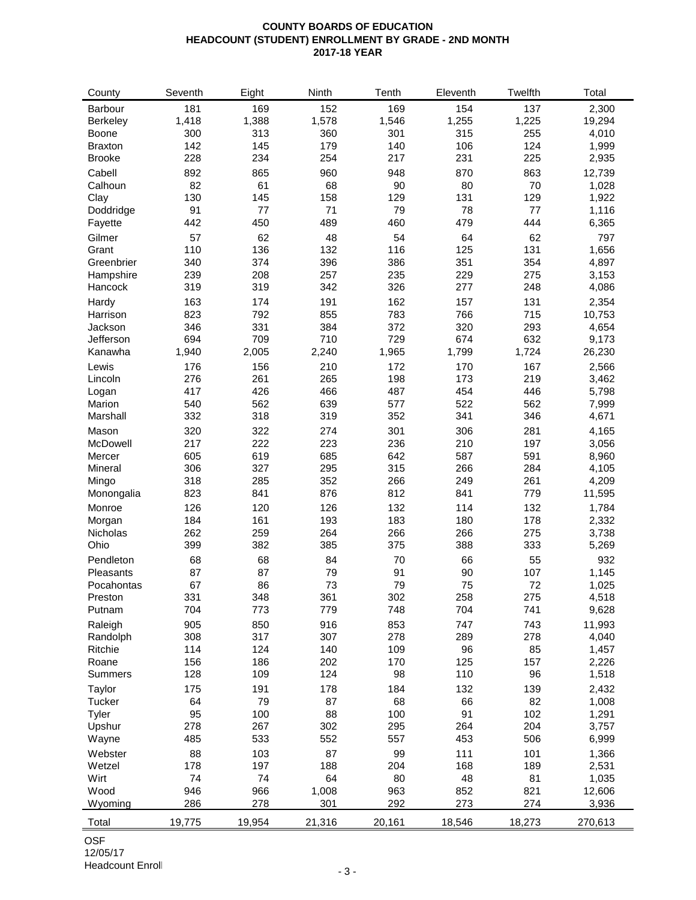**COUNTY BOARDS OF EDUCATION**
**HEADCOUNT (STUDENT) ENROLLMENT BY GRADE - 2ND MONTH**
**2017-18 YEAR**

| County | Seventh | Eight | Ninth | Tenth | Eleventh | Twelfth | Total |
|---|---|---|---|---|---|---|---|
| Barbour | 181 | 169 | 152 | 169 | 154 | 137 | 2,300 |
| Berkeley | 1,418 | 1,388 | 1,578 | 1,546 | 1,255 | 1,225 | 19,294 |
| Boone | 300 | 313 | 360 | 301 | 315 | 255 | 4,010 |
| Braxton | 142 | 145 | 179 | 140 | 106 | 124 | 1,999 |
| Brooke | 228 | 234 | 254 | 217 | 231 | 225 | 2,935 |
| Cabell | 892 | 865 | 960 | 948 | 870 | 863 | 12,739 |
| Calhoun | 82 | 61 | 68 | 90 | 80 | 70 | 1,028 |
| Clay | 130 | 145 | 158 | 129 | 131 | 129 | 1,922 |
| Doddridge | 91 | 77 | 71 | 79 | 78 | 77 | 1,116 |
| Fayette | 442 | 450 | 489 | 460 | 479 | 444 | 6,365 |
| Gilmer | 57 | 62 | 48 | 54 | 64 | 62 | 797 |
| Grant | 110 | 136 | 132 | 116 | 125 | 131 | 1,656 |
| Greenbrier | 340 | 374 | 396 | 386 | 351 | 354 | 4,897 |
| Hampshire | 239 | 208 | 257 | 235 | 229 | 275 | 3,153 |
| Hancock | 319 | 319 | 342 | 326 | 277 | 248 | 4,086 |
| Hardy | 163 | 174 | 191 | 162 | 157 | 131 | 2,354 |
| Harrison | 823 | 792 | 855 | 783 | 766 | 715 | 10,753 |
| Jackson | 346 | 331 | 384 | 372 | 320 | 293 | 4,654 |
| Jefferson | 694 | 709 | 710 | 729 | 674 | 632 | 9,173 |
| Kanawha | 1,940 | 2,005 | 2,240 | 1,965 | 1,799 | 1,724 | 26,230 |
| Lewis | 176 | 156 | 210 | 172 | 170 | 167 | 2,566 |
| Lincoln | 276 | 261 | 265 | 198 | 173 | 219 | 3,462 |
| Logan | 417 | 426 | 466 | 487 | 454 | 446 | 5,798 |
| Marion | 540 | 562 | 639 | 577 | 522 | 562 | 7,999 |
| Marshall | 332 | 318 | 319 | 352 | 341 | 346 | 4,671 |
| Mason | 320 | 322 | 274 | 301 | 306 | 281 | 4,165 |
| McDowell | 217 | 222 | 223 | 236 | 210 | 197 | 3,056 |
| Mercer | 605 | 619 | 685 | 642 | 587 | 591 | 8,960 |
| Mineral | 306 | 327 | 295 | 315 | 266 | 284 | 4,105 |
| Mingo | 318 | 285 | 352 | 266 | 249 | 261 | 4,209 |
| Monongalia | 823 | 841 | 876 | 812 | 841 | 779 | 11,595 |
| Monroe | 126 | 120 | 126 | 132 | 114 | 132 | 1,784 |
| Morgan | 184 | 161 | 193 | 183 | 180 | 178 | 2,332 |
| Nicholas | 262 | 259 | 264 | 266 | 266 | 275 | 3,738 |
| Ohio | 399 | 382 | 385 | 375 | 388 | 333 | 5,269 |
| Pendleton | 68 | 68 | 84 | 70 | 66 | 55 | 932 |
| Pleasants | 87 | 87 | 79 | 91 | 90 | 107 | 1,145 |
| Pocahontas | 67 | 86 | 73 | 79 | 75 | 72 | 1,025 |
| Preston | 331 | 348 | 361 | 302 | 258 | 275 | 4,518 |
| Putnam | 704 | 773 | 779 | 748 | 704 | 741 | 9,628 |
| Raleigh | 905 | 850 | 916 | 853 | 747 | 743 | 11,993 |
| Randolph | 308 | 317 | 307 | 278 | 289 | 278 | 4,040 |
| Ritchie | 114 | 124 | 140 | 109 | 96 | 85 | 1,457 |
| Roane | 156 | 186 | 202 | 170 | 125 | 157 | 2,226 |
| Summers | 128 | 109 | 124 | 98 | 110 | 96 | 1,518 |
| Taylor | 175 | 191 | 178 | 184 | 132 | 139 | 2,432 |
| Tucker | 64 | 79 | 87 | 68 | 66 | 82 | 1,008 |
| Tyler | 95 | 100 | 88 | 100 | 91 | 102 | 1,291 |
| Upshur | 278 | 267 | 302 | 295 | 264 | 204 | 3,757 |
| Wayne | 485 | 533 | 552 | 557 | 453 | 506 | 6,999 |
| Webster | 88 | 103 | 87 | 99 | 111 | 101 | 1,366 |
| Wetzel | 178 | 197 | 188 | 204 | 168 | 189 | 2,531 |
| Wirt | 74 | 74 | 64 | 80 | 48 | 81 | 1,035 |
| Wood | 946 | 966 | 1,008 | 963 | 852 | 821 | 12,606 |
| Wyoming | 286 | 278 | 301 | 292 | 273 | 274 | 3,936 |
| Total | 19,775 | 19,954 | 21,316 | 20,161 | 18,546 | 18,273 | 270,613 |

OSF
12/05/17
Headcount Enroll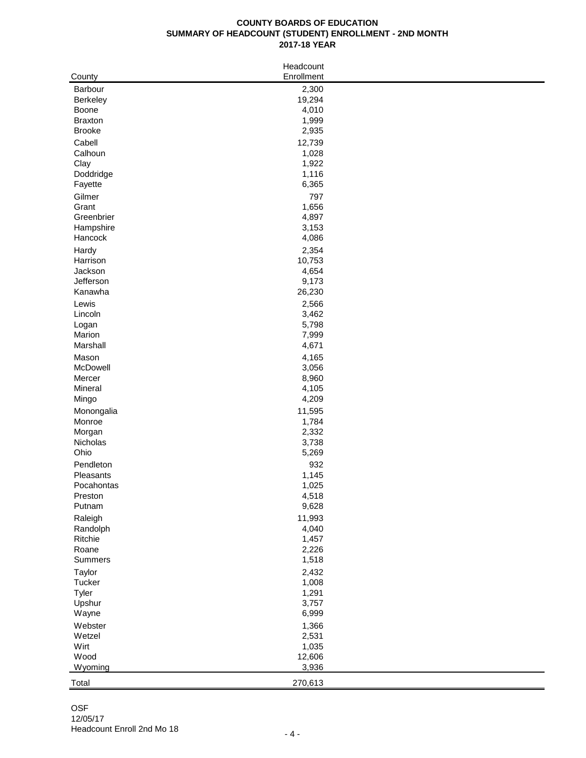**COUNTY BOARDS OF EDUCATION**
**SUMMARY OF HEADCOUNT (STUDENT) ENROLLMENT - 2ND MONTH**
**2017-18 YEAR**

| County | Headcount Enrollment |
|---|---|
| Barbour | 2,300 |
| Berkeley | 19,294 |
| Boone | 4,010 |
| Braxton | 1,999 |
| Brooke | 2,935 |
| Cabell | 12,739 |
| Calhoun | 1,028 |
| Clay | 1,922 |
| Doddridge | 1,116 |
| Fayette | 6,365 |
| Gilmer | 797 |
| Grant | 1,656 |
| Greenbrier | 4,897 |
| Hampshire | 3,153 |
| Hancock | 4,086 |
| Hardy | 2,354 |
| Harrison | 10,753 |
| Jackson | 4,654 |
| Jefferson | 9,173 |
| Kanawha | 26,230 |
| Lewis | 2,566 |
| Lincoln | 3,462 |
| Logan | 5,798 |
| Marion | 7,999 |
| Marshall | 4,671 |
| Mason | 4,165 |
| McDowell | 3,056 |
| Mercer | 8,960 |
| Mineral | 4,105 |
| Mingo | 4,209 |
| Monongalia | 11,595 |
| Monroe | 1,784 |
| Morgan | 2,332 |
| Nicholas | 3,738 |
| Ohio | 5,269 |
| Pendleton | 932 |
| Pleasants | 1,145 |
| Pocahontas | 1,025 |
| Preston | 4,518 |
| Putnam | 9,628 |
| Raleigh | 11,993 |
| Randolph | 4,040 |
| Ritchie | 1,457 |
| Roane | 2,226 |
| Summers | 1,518 |
| Taylor | 2,432 |
| Tucker | 1,008 |
| Tyler | 1,291 |
| Upshur | 3,757 |
| Wayne | 6,999 |
| Webster | 1,366 |
| Wetzel | 2,531 |
| Wirt | 1,035 |
| Wood | 12,606 |
| Wyoming | 3,936 |
| Total | 270,613 |

OSF
12/05/17
Headcount Enroll 2nd Mo 18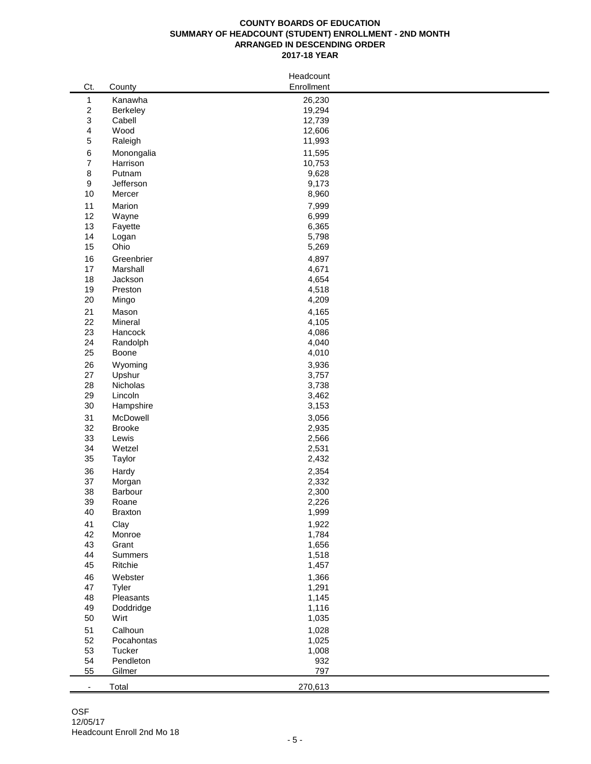# COUNTY BOARDS OF EDUCATION
## SUMMARY OF HEADCOUNT (STUDENT) ENROLLMENT - 2ND MONTH
## ARRANGED IN DESCENDING ORDER
## 2017-18 YEAR

| Ct. | County | Headcount Enrollment |
|---|---|---|
| 1 | Kanawha | 26,230 |
| 2 | Berkeley | 19,294 |
| 3 | Cabell | 12,739 |
| 4 | Wood | 12,606 |
| 5 | Raleigh | 11,993 |
| 6 | Monongalia | 11,595 |
| 7 | Harrison | 10,753 |
| 8 | Putnam | 9,628 |
| 9 | Jefferson | 9,173 |
| 10 | Mercer | 8,960 |
| 11 | Marion | 7,999 |
| 12 | Wayne | 6,999 |
| 13 | Fayette | 6,365 |
| 14 | Logan | 5,798 |
| 15 | Ohio | 5,269 |
| 16 | Greenbrier | 4,897 |
| 17 | Marshall | 4,671 |
| 18 | Jackson | 4,654 |
| 19 | Preston | 4,518 |
| 20 | Mingo | 4,209 |
| 21 | Mason | 4,165 |
| 22 | Mineral | 4,105 |
| 23 | Hancock | 4,086 |
| 24 | Randolph | 4,040 |
| 25 | Boone | 4,010 |
| 26 | Wyoming | 3,936 |
| 27 | Upshur | 3,757 |
| 28 | Nicholas | 3,738 |
| 29 | Lincoln | 3,462 |
| 30 | Hampshire | 3,153 |
| 31 | McDowell | 3,056 |
| 32 | Brooke | 2,935 |
| 33 | Lewis | 2,566 |
| 34 | Wetzel | 2,531 |
| 35 | Taylor | 2,432 |
| 36 | Hardy | 2,354 |
| 37 | Morgan | 2,332 |
| 38 | Barbour | 2,300 |
| 39 | Roane | 2,226 |
| 40 | Braxton | 1,999 |
| 41 | Clay | 1,922 |
| 42 | Monroe | 1,784 |
| 43 | Grant | 1,656 |
| 44 | Summers | 1,518 |
| 45 | Ritchie | 1,457 |
| 46 | Webster | 1,366 |
| 47 | Tyler | 1,291 |
| 48 | Pleasants | 1,145 |
| 49 | Doddridge | 1,116 |
| 50 | Wirt | 1,035 |
| 51 | Calhoun | 1,028 |
| 52 | Pocahontas | 1,025 |
| 53 | Tucker | 1,008 |
| 54 | Pendleton | 932 |
| 55 | Gilmer | 797 |
| - | Total | 270,613 |

OSF
12/05/17
Headcount Enroll 2nd Mo 18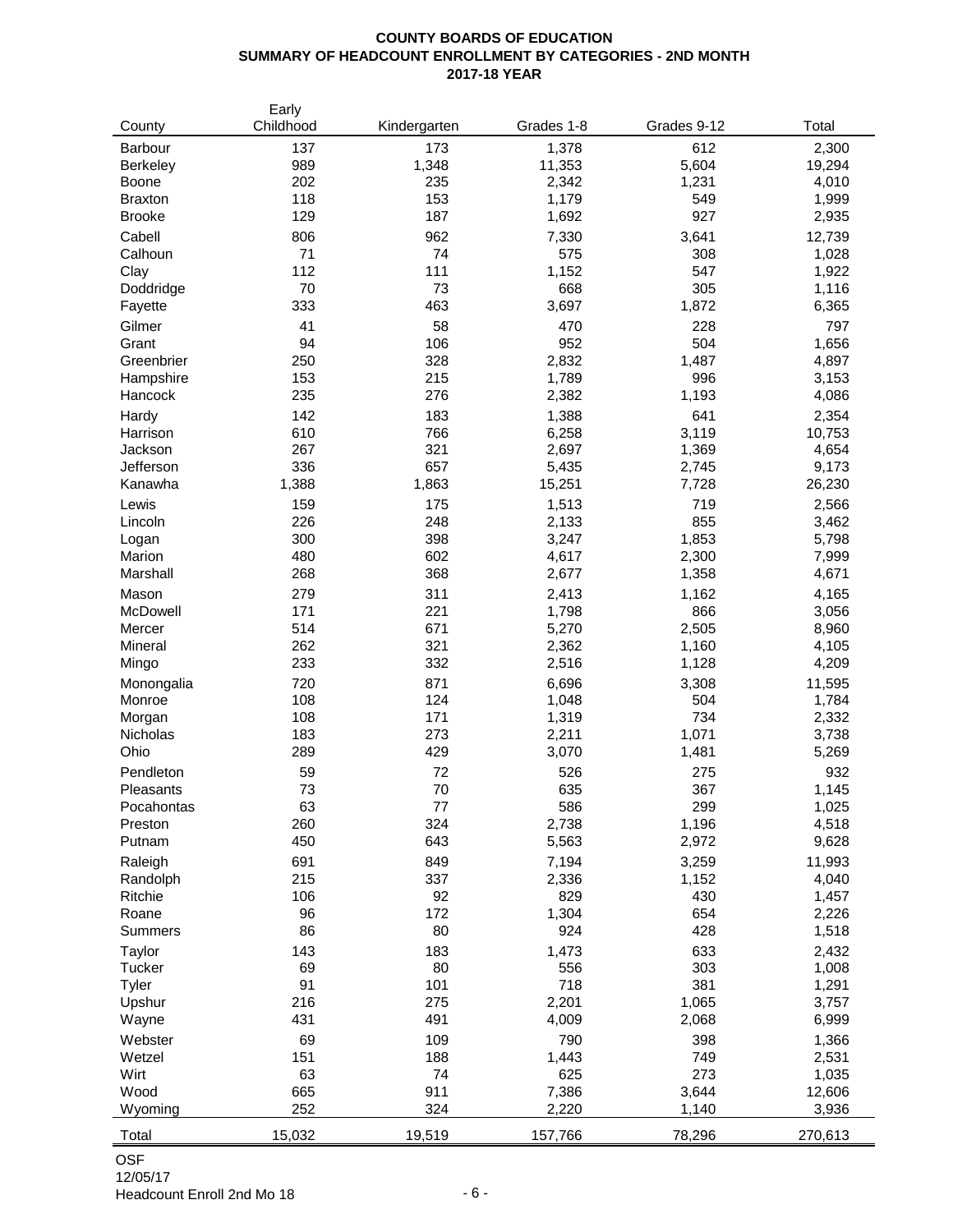**COUNTY BOARDS OF EDUCATION**
**SUMMARY OF HEADCOUNT ENROLLMENT BY CATEGORIES - 2ND MONTH**
**2017-18 YEAR**

| County | Early Childhood | Kindergarten | Grades 1-8 | Grades 9-12 | Total |
|---|---|---|---|---|---|
| Barbour | 137 | 173 | 1,378 | 612 | 2,300 |
| Berkeley | 989 | 1,348 | 11,353 | 5,604 | 19,294 |
| Boone | 202 | 235 | 2,342 | 1,231 | 4,010 |
| Braxton | 118 | 153 | 1,179 | 549 | 1,999 |
| Brooke | 129 | 187 | 1,692 | 927 | 2,935 |
| Cabell | 806 | 962 | 7,330 | 3,641 | 12,739 |
| Calhoun | 71 | 74 | 575 | 308 | 1,028 |
| Clay | 112 | 111 | 1,152 | 547 | 1,922 |
| Doddridge | 70 | 73 | 668 | 305 | 1,116 |
| Fayette | 333 | 463 | 3,697 | 1,872 | 6,365 |
| Gilmer | 41 | 58 | 470 | 228 | 797 |
| Grant | 94 | 106 | 952 | 504 | 1,656 |
| Greenbrier | 250 | 328 | 2,832 | 1,487 | 4,897 |
| Hampshire | 153 | 215 | 1,789 | 996 | 3,153 |
| Hancock | 235 | 276 | 2,382 | 1,193 | 4,086 |
| Hardy | 142 | 183 | 1,388 | 641 | 2,354 |
| Harrison | 610 | 766 | 6,258 | 3,119 | 10,753 |
| Jackson | 267 | 321 | 2,697 | 1,369 | 4,654 |
| Jefferson | 336 | 657 | 5,435 | 2,745 | 9,173 |
| Kanawha | 1,388 | 1,863 | 15,251 | 7,728 | 26,230 |
| Lewis | 159 | 175 | 1,513 | 719 | 2,566 |
| Lincoln | 226 | 248 | 2,133 | 855 | 3,462 |
| Logan | 300 | 398 | 3,247 | 1,853 | 5,798 |
| Marion | 480 | 602 | 4,617 | 2,300 | 7,999 |
| Marshall | 268 | 368 | 2,677 | 1,358 | 4,671 |
| Mason | 279 | 311 | 2,413 | 1,162 | 4,165 |
| McDowell | 171 | 221 | 1,798 | 866 | 3,056 |
| Mercer | 514 | 671 | 5,270 | 2,505 | 8,960 |
| Mineral | 262 | 321 | 2,362 | 1,160 | 4,105 |
| Mingo | 233 | 332 | 2,516 | 1,128 | 4,209 |
| Monongalia | 720 | 871 | 6,696 | 3,308 | 11,595 |
| Monroe | 108 | 124 | 1,048 | 504 | 1,784 |
| Morgan | 108 | 171 | 1,319 | 734 | 2,332 |
| Nicholas | 183 | 273 | 2,211 | 1,071 | 3,738 |
| Ohio | 289 | 429 | 3,070 | 1,481 | 5,269 |
| Pendleton | 59 | 72 | 526 | 275 | 932 |
| Pleasants | 73 | 70 | 635 | 367 | 1,145 |
| Pocahontas | 63 | 77 | 586 | 299 | 1,025 |
| Preston | 260 | 324 | 2,738 | 1,196 | 4,518 |
| Putnam | 450 | 643 | 5,563 | 2,972 | 9,628 |
| Raleigh | 691 | 849 | 7,194 | 3,259 | 11,993 |
| Randolph | 215 | 337 | 2,336 | 1,152 | 4,040 |
| Ritchie | 106 | 92 | 829 | 430 | 1,457 |
| Roane | 96 | 172 | 1,304 | 654 | 2,226 |
| Summers | 86 | 80 | 924 | 428 | 1,518 |
| Taylor | 143 | 183 | 1,473 | 633 | 2,432 |
| Tucker | 69 | 80 | 556 | 303 | 1,008 |
| Tyler | 91 | 101 | 718 | 381 | 1,291 |
| Upshur | 216 | 275 | 2,201 | 1,065 | 3,757 |
| Wayne | 431 | 491 | 4,009 | 2,068 | 6,999 |
| Webster | 69 | 109 | 790 | 398 | 1,366 |
| Wetzel | 151 | 188 | 1,443 | 749 | 2,531 |
| Wirt | 63 | 74 | 625 | 273 | 1,035 |
| Wood | 665 | 911 | 7,386 | 3,644 | 12,606 |
| Wyoming | 252 | 324 | 2,220 | 1,140 | 3,936 |
| Total | 15,032 | 19,519 | 157,766 | 78,296 | 270,613 |

OSF
12/05/17
Headcount Enroll 2nd Mo 18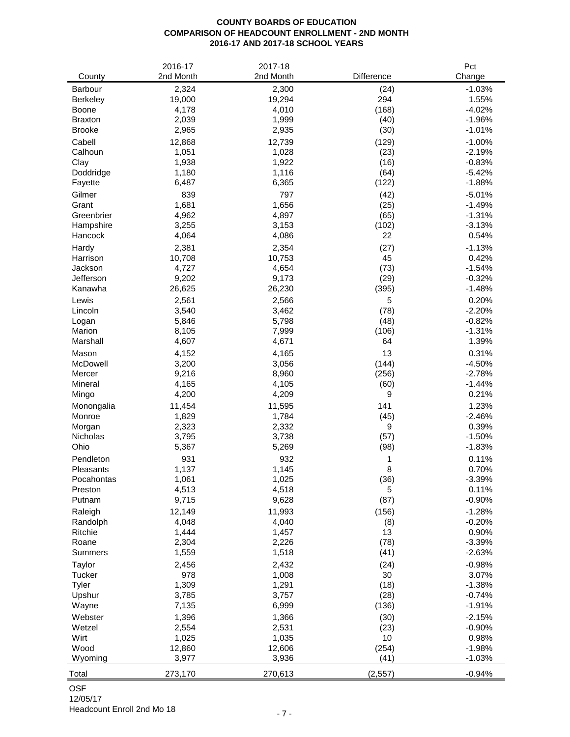**COUNTY BOARDS OF EDUCATION**
**COMPARISON OF HEADCOUNT ENROLLMENT - 2ND MONTH**
**2016-17 AND 2017-18 SCHOOL YEARS**

| County | 2016-17 2nd Month | 2017-18 2nd Month | Difference | Pct Change |
|---|---|---|---|---|
| Barbour | 2,324 | 2,300 | (24) | -1.03% |
| Berkeley | 19,000 | 19,294 | 294 | 1.55% |
| Boone | 4,178 | 4,010 | (168) | -4.02% |
| Braxton | 2,039 | 1,999 | (40) | -1.96% |
| Brooke | 2,965 | 2,935 | (30) | -1.01% |
| Cabell | 12,868 | 12,739 | (129) | -1.00% |
| Calhoun | 1,051 | 1,028 | (23) | -2.19% |
| Clay | 1,938 | 1,922 | (16) | -0.83% |
| Doddridge | 1,180 | 1,116 | (64) | -5.42% |
| Fayette | 6,487 | 6,365 | (122) | -1.88% |
| Gilmer | 839 | 797 | (42) | -5.01% |
| Grant | 1,681 | 1,656 | (25) | -1.49% |
| Greenbrier | 4,962 | 4,897 | (65) | -1.31% |
| Hampshire | 3,255 | 3,153 | (102) | -3.13% |
| Hancock | 4,064 | 4,086 | 22 | 0.54% |
| Hardy | 2,381 | 2,354 | (27) | -1.13% |
| Harrison | 10,708 | 10,753 | 45 | 0.42% |
| Jackson | 4,727 | 4,654 | (73) | -1.54% |
| Jefferson | 9,202 | 9,173 | (29) | -0.32% |
| Kanawha | 26,625 | 26,230 | (395) | -1.48% |
| Lewis | 2,561 | 2,566 | 5 | 0.20% |
| Lincoln | 3,540 | 3,462 | (78) | -2.20% |
| Logan | 5,846 | 5,798 | (48) | -0.82% |
| Marion | 8,105 | 7,999 | (106) | -1.31% |
| Marshall | 4,607 | 4,671 | 64 | 1.39% |
| Mason | 4,152 | 4,165 | 13 | 0.31% |
| McDowell | 3,200 | 3,056 | (144) | -4.50% |
| Mercer | 9,216 | 8,960 | (256) | -2.78% |
| Mineral | 4,165 | 4,105 | (60) | -1.44% |
| Mingo | 4,200 | 4,209 | 9 | 0.21% |
| Monongalia | 11,454 | 11,595 | 141 | 1.23% |
| Monroe | 1,829 | 1,784 | (45) | -2.46% |
| Morgan | 2,323 | 2,332 | 9 | 0.39% |
| Nicholas | 3,795 | 3,738 | (57) | -1.50% |
| Ohio | 5,367 | 5,269 | (98) | -1.83% |
| Pendleton | 931 | 932 | 1 | 0.11% |
| Pleasants | 1,137 | 1,145 | 8 | 0.70% |
| Pocahontas | 1,061 | 1,025 | (36) | -3.39% |
| Preston | 4,513 | 4,518 | 5 | 0.11% |
| Putnam | 9,715 | 9,628 | (87) | -0.90% |
| Raleigh | 12,149 | 11,993 | (156) | -1.28% |
| Randolph | 4,048 | 4,040 | (8) | -0.20% |
| Ritchie | 1,444 | 1,457 | 13 | 0.90% |
| Roane | 2,304 | 2,226 | (78) | -3.39% |
| Summers | 1,559 | 1,518 | (41) | -2.63% |
| Taylor | 2,456 | 2,432 | (24) | -0.98% |
| Tucker | 978 | 1,008 | 30 | 3.07% |
| Tyler | 1,309 | 1,291 | (18) | -1.38% |
| Upshur | 3,785 | 3,757 | (28) | -0.74% |
| Wayne | 7,135 | 6,999 | (136) | -1.91% |
| Webster | 1,396 | 1,366 | (30) | -2.15% |
| Wetzel | 2,554 | 2,531 | (23) | -0.90% |
| Wirt | 1,025 | 1,035 | 10 | 0.98% |
| Wood | 12,860 | 12,606 | (254) | -1.98% |
| Wyoming | 3,977 | 3,936 | (41) | -1.03% |
| Total | 273,170 | 270,613 | (2,557) | -0.94% |

OSF
12/05/17
Headcount Enroll 2nd Mo 18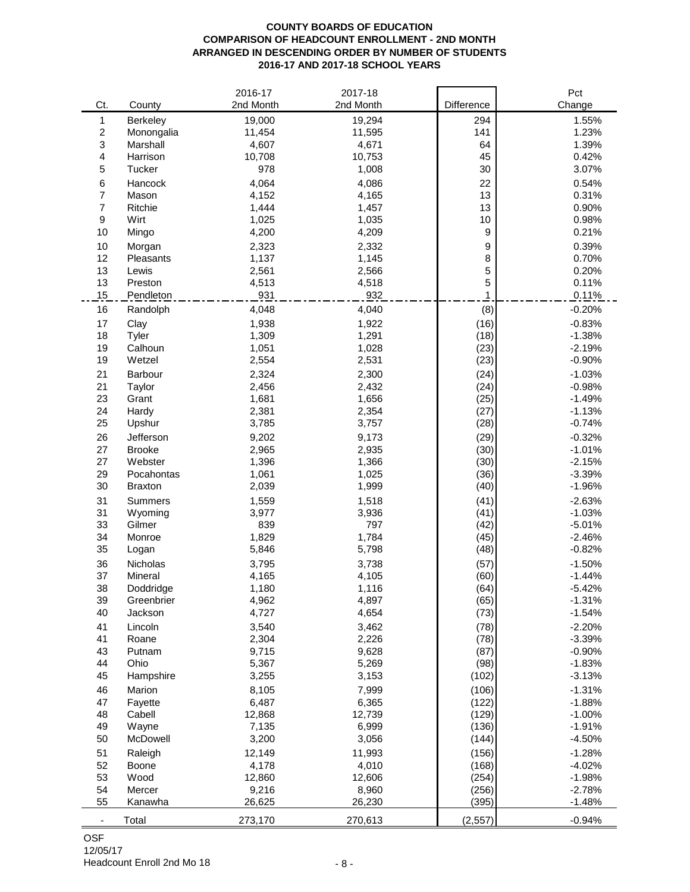**COUNTY BOARDS OF EDUCATION**
**COMPARISON OF HEADCOUNT ENROLLMENT - 2ND MONTH**
**ARRANGED IN DESCENDING ORDER BY NUMBER OF STUDENTS**
**2016-17 AND 2017-18 SCHOOL YEARS**

| Ct. | County | 2016-17 2nd Month | 2017-18 2nd Month | Difference | Pct Change |
|---|---|---|---|---|---|
| 1 | Berkeley | 19,000 | 19,294 | 294 | 1.55% |
| 2 | Monongalia | 11,454 | 11,595 | 141 | 1.23% |
| 3 | Marshall | 4,607 | 4,671 | 64 | 1.39% |
| 4 | Harrison | 10,708 | 10,753 | 45 | 0.42% |
| 5 | Tucker | 978 | 1,008 | 30 | 3.07% |
| 6 | Hancock | 4,064 | 4,086 | 22 | 0.54% |
| 7 | Mason | 4,152 | 4,165 | 13 | 0.31% |
| 7 | Ritchie | 1,444 | 1,457 | 13 | 0.90% |
| 9 | Wirt | 1,025 | 1,035 | 10 | 0.98% |
| 10 | Mingo | 4,200 | 4,209 | 9 | 0.21% |
| 10 | Morgan | 2,323 | 2,332 | 9 | 0.39% |
| 12 | Pleasants | 1,137 | 1,145 | 8 | 0.70% |
| 13 | Lewis | 2,561 | 2,566 | 5 | 0.20% |
| 13 | Preston | 4,513 | 4,518 | 5 | 0.11% |
| 15 | Pendleton | 931 | 932 | 1 | 0.11% |
| 16 | Randolph | 4,048 | 4,040 | (8) | -0.20% |
| 17 | Clay | 1,938 | 1,922 | (16) | -0.83% |
| 18 | Tyler | 1,309 | 1,291 | (18) | -1.38% |
| 19 | Calhoun | 1,051 | 1,028 | (23) | -2.19% |
| 19 | Wetzel | 2,554 | 2,531 | (23) | -0.90% |
| 21 | Barbour | 2,324 | 2,300 | (24) | -1.03% |
| 21 | Taylor | 2,456 | 2,432 | (24) | -0.98% |
| 23 | Grant | 1,681 | 1,656 | (25) | -1.49% |
| 24 | Hardy | 2,381 | 2,354 | (27) | -1.13% |
| 25 | Upshur | 3,785 | 3,757 | (28) | -0.74% |
| 26 | Jefferson | 9,202 | 9,173 | (29) | -0.32% |
| 27 | Brooke | 2,965 | 2,935 | (30) | -1.01% |
| 27 | Webster | 1,396 | 1,366 | (30) | -2.15% |
| 29 | Pocahontas | 1,061 | 1,025 | (36) | -3.39% |
| 30 | Braxton | 2,039 | 1,999 | (40) | -1.96% |
| 31 | Summers | 1,559 | 1,518 | (41) | -2.63% |
| 31 | Wyoming | 3,977 | 3,936 | (41) | -1.03% |
| 33 | Gilmer | 839 | 797 | (42) | -5.01% |
| 34 | Monroe | 1,829 | 1,784 | (45) | -2.46% |
| 35 | Logan | 5,846 | 5,798 | (48) | -0.82% |
| 36 | Nicholas | 3,795 | 3,738 | (57) | -1.50% |
| 37 | Mineral | 4,165 | 4,105 | (60) | -1.44% |
| 38 | Doddridge | 1,180 | 1,116 | (64) | -5.42% |
| 39 | Greenbrier | 4,962 | 4,897 | (65) | -1.31% |
| 40 | Jackson | 4,727 | 4,654 | (73) | -1.54% |
| 41 | Lincoln | 3,540 | 3,462 | (78) | -2.20% |
| 41 | Roane | 2,304 | 2,226 | (78) | -3.39% |
| 43 | Putnam | 9,715 | 9,628 | (87) | -0.90% |
| 44 | Ohio | 5,367 | 5,269 | (98) | -1.83% |
| 45 | Hampshire | 3,255 | 3,153 | (102) | -3.13% |
| 46 | Marion | 8,105 | 7,999 | (106) | -1.31% |
| 47 | Fayette | 6,487 | 6,365 | (122) | -1.88% |
| 48 | Cabell | 12,868 | 12,739 | (129) | -1.00% |
| 49 | Wayne | 7,135 | 6,999 | (136) | -1.91% |
| 50 | McDowell | 3,200 | 3,056 | (144) | -4.50% |
| 51 | Raleigh | 12,149 | 11,993 | (156) | -1.28% |
| 52 | Boone | 4,178 | 4,010 | (168) | -4.02% |
| 53 | Wood | 12,860 | 12,606 | (254) | -1.98% |
| 54 | Mercer | 9,216 | 8,960 | (256) | -2.78% |
| 55 | Kanawha | 26,625 | 26,230 | (395) | -1.48% |
| - | Total | 273,170 | 270,613 | (2,557) | -0.94% |

OSF
12/05/17
Headcount Enroll 2nd Mo 18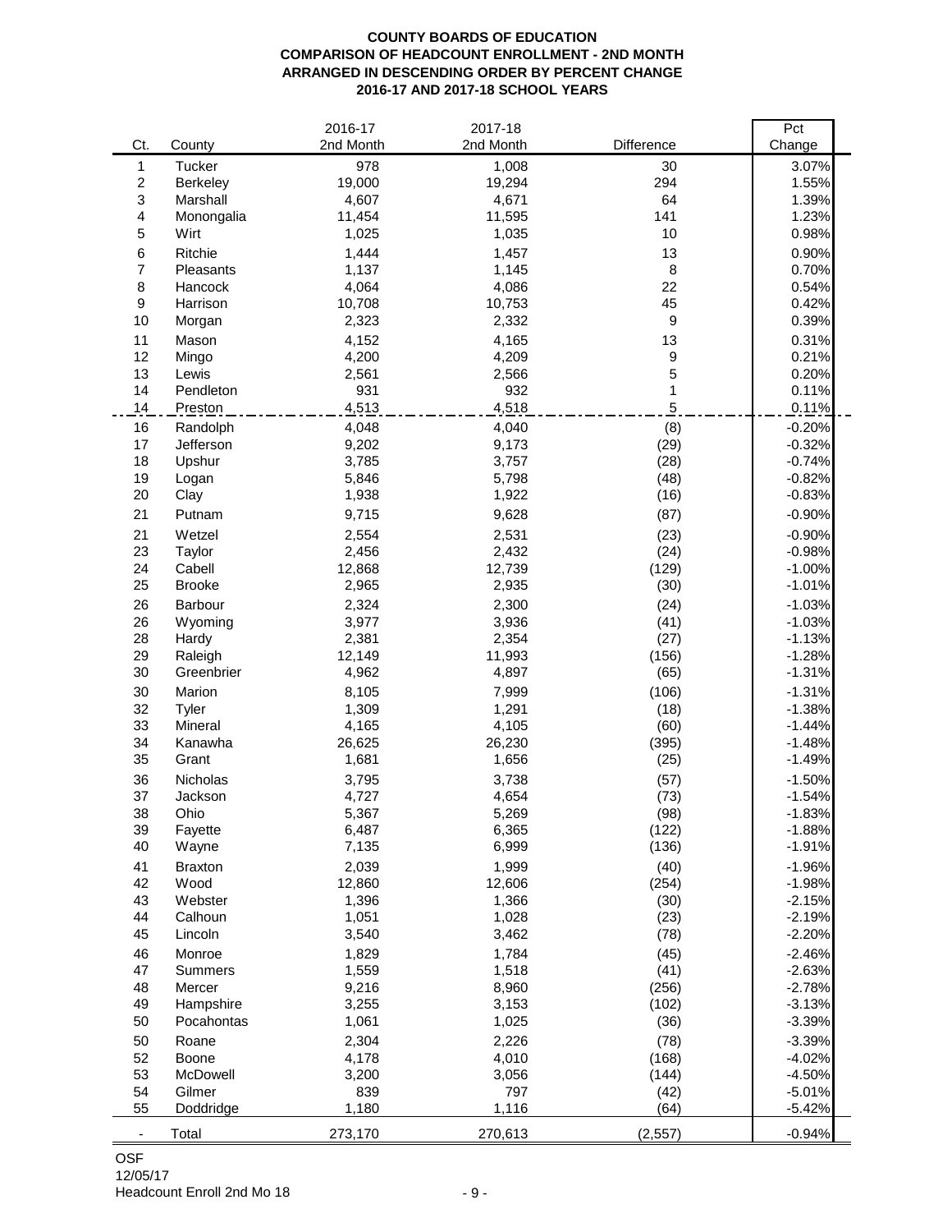**COUNTY BOARDS OF EDUCATION**
**COMPARISON OF HEADCOUNT ENROLLMENT - 2ND MONTH**
**ARRANGED IN DESCENDING ORDER BY PERCENT CHANGE**
**2016-17 AND 2017-18 SCHOOL YEARS**

| Ct. | County | 2016-17 2nd Month | 2017-18 2nd Month | Difference | Pct Change |
|---|---|---|---|---|---|
| 1 | Tucker | 978 | 1,008 | 30 | 3.07% |
| 2 | Berkeley | 19,000 | 19,294 | 294 | 1.55% |
| 3 | Marshall | 4,607 | 4,671 | 64 | 1.39% |
| 4 | Monongalia | 11,454 | 11,595 | 141 | 1.23% |
| 5 | Wirt | 1,025 | 1,035 | 10 | 0.98% |
| 6 | Ritchie | 1,444 | 1,457 | 13 | 0.90% |
| 7 | Pleasants | 1,137 | 1,145 | 8 | 0.70% |
| 8 | Hancock | 4,064 | 4,086 | 22 | 0.54% |
| 9 | Harrison | 10,708 | 10,753 | 45 | 0.42% |
| 10 | Morgan | 2,323 | 2,332 | 9 | 0.39% |
| 11 | Mason | 4,152 | 4,165 | 13 | 0.31% |
| 12 | Mingo | 4,200 | 4,209 | 9 | 0.21% |
| 13 | Lewis | 2,561 | 2,566 | 5 | 0.20% |
| 14 | Pendleton | 931 | 932 | 1 | 0.11% |
| 14 | Preston | 4,513 | 4,518 | 5 | 0.11% |
| 16 | Randolph | 4,048 | 4,040 | (8) | -0.20% |
| 17 | Jefferson | 9,202 | 9,173 | (29) | -0.32% |
| 18 | Upshur | 3,785 | 3,757 | (28) | -0.74% |
| 19 | Logan | 5,846 | 5,798 | (48) | -0.82% |
| 20 | Clay | 1,938 | 1,922 | (16) | -0.83% |
| 21 | Putnam | 9,715 | 9,628 | (87) | -0.90% |
| 21 | Wetzel | 2,554 | 2,531 | (23) | -0.90% |
| 23 | Taylor | 2,456 | 2,432 | (24) | -0.98% |
| 24 | Cabell | 12,868 | 12,739 | (129) | -1.00% |
| 25 | Brooke | 2,965 | 2,935 | (30) | -1.01% |
| 26 | Barbour | 2,324 | 2,300 | (24) | -1.03% |
| 26 | Wyoming | 3,977 | 3,936 | (41) | -1.03% |
| 28 | Hardy | 2,381 | 2,354 | (27) | -1.13% |
| 29 | Raleigh | 12,149 | 11,993 | (156) | -1.28% |
| 30 | Greenbrier | 4,962 | 4,897 | (65) | -1.31% |
| 30 | Marion | 8,105 | 7,999 | (106) | -1.31% |
| 32 | Tyler | 1,309 | 1,291 | (18) | -1.38% |
| 33 | Mineral | 4,165 | 4,105 | (60) | -1.44% |
| 34 | Kanawha | 26,625 | 26,230 | (395) | -1.48% |
| 35 | Grant | 1,681 | 1,656 | (25) | -1.49% |
| 36 | Nicholas | 3,795 | 3,738 | (57) | -1.50% |
| 37 | Jackson | 4,727 | 4,654 | (73) | -1.54% |
| 38 | Ohio | 5,367 | 5,269 | (98) | -1.83% |
| 39 | Fayette | 6,487 | 6,365 | (122) | -1.88% |
| 40 | Wayne | 7,135 | 6,999 | (136) | -1.91% |
| 41 | Braxton | 2,039 | 1,999 | (40) | -1.96% |
| 42 | Wood | 12,860 | 12,606 | (254) | -1.98% |
| 43 | Webster | 1,396 | 1,366 | (30) | -2.15% |
| 44 | Calhoun | 1,051 | 1,028 | (23) | -2.19% |
| 45 | Lincoln | 3,540 | 3,462 | (78) | -2.20% |
| 46 | Monroe | 1,829 | 1,784 | (45) | -2.46% |
| 47 | Summers | 1,559 | 1,518 | (41) | -2.63% |
| 48 | Mercer | 9,216 | 8,960 | (256) | -2.78% |
| 49 | Hampshire | 3,255 | 3,153 | (102) | -3.13% |
| 50 | Pocahontas | 1,061 | 1,025 | (36) | -3.39% |
| 50 | Roane | 2,304 | 2,226 | (78) | -3.39% |
| 52 | Boone | 4,178 | 4,010 | (168) | -4.02% |
| 53 | McDowell | 3,200 | 3,056 | (144) | -4.50% |
| 54 | Gilmer | 839 | 797 | (42) | -5.01% |
| 55 | Doddridge | 1,180 | 1,116 | (64) | -5.42% |
| - | Total | 273,170 | 270,613 | (2,557) | -0.94% |

OSF
12/05/17
Headcount Enroll 2nd Mo 18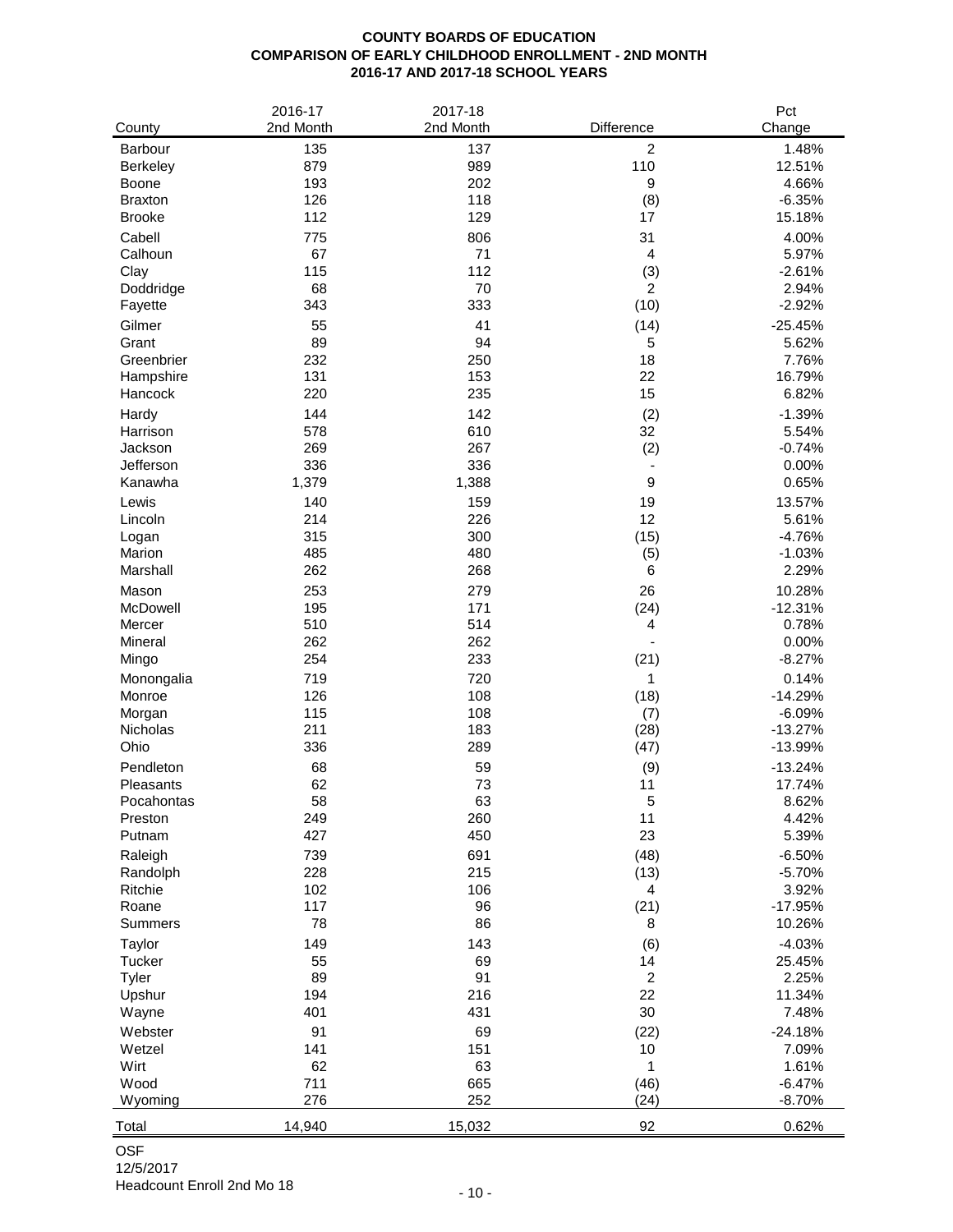**COUNTY BOARDS OF EDUCATION**
**COMPARISON OF EARLY CHILDHOOD ENROLLMENT - 2ND MONTH**
**2016-17 AND 2017-18 SCHOOL YEARS**

| County | 2016-17 2nd Month | 2017-18 2nd Month | Difference | Pct Change |
|---|---|---|---|---|
| Barbour | 135 | 137 | 2 | 1.48% |
| Berkeley | 879 | 989 | 110 | 12.51% |
| Boone | 193 | 202 | 9 | 4.66% |
| Braxton | 126 | 118 | (8) | -6.35% |
| Brooke | 112 | 129 | 17 | 15.18% |
| Cabell | 775 | 806 | 31 | 4.00% |
| Calhoun | 67 | 71 | 4 | 5.97% |
| Clay | 115 | 112 | (3) | -2.61% |
| Doddridge | 68 | 70 | 2 | 2.94% |
| Fayette | 343 | 333 | (10) | -2.92% |
| Gilmer | 55 | 41 | (14) | -25.45% |
| Grant | 89 | 94 | 5 | 5.62% |
| Greenbrier | 232 | 250 | 18 | 7.76% |
| Hampshire | 131 | 153 | 22 | 16.79% |
| Hancock | 220 | 235 | 15 | 6.82% |
| Hardy | 144 | 142 | (2) | -1.39% |
| Harrison | 578 | 610 | 32 | 5.54% |
| Jackson | 269 | 267 | (2) | -0.74% |
| Jefferson | 336 | 336 | - | 0.00% |
| Kanawha | 1,379 | 1,388 | 9 | 0.65% |
| Lewis | 140 | 159 | 19 | 13.57% |
| Lincoln | 214 | 226 | 12 | 5.61% |
| Logan | 315 | 300 | (15) | -4.76% |
| Marion | 485 | 480 | (5) | -1.03% |
| Marshall | 262 | 268 | 6 | 2.29% |
| Mason | 253 | 279 | 26 | 10.28% |
| McDowell | 195 | 171 | (24) | -12.31% |
| Mercer | 510 | 514 | 4 | 0.78% |
| Mineral | 262 | 262 | - | 0.00% |
| Mingo | 254 | 233 | (21) | -8.27% |
| Monongalia | 719 | 720 | 1 | 0.14% |
| Monroe | 126 | 108 | (18) | -14.29% |
| Morgan | 115 | 108 | (7) | -6.09% |
| Nicholas | 211 | 183 | (28) | -13.27% |
| Ohio | 336 | 289 | (47) | -13.99% |
| Pendleton | 68 | 59 | (9) | -13.24% |
| Pleasants | 62 | 73 | 11 | 17.74% |
| Pocahontas | 58 | 63 | 5 | 8.62% |
| Preston | 249 | 260 | 11 | 4.42% |
| Putnam | 427 | 450 | 23 | 5.39% |
| Raleigh | 739 | 691 | (48) | -6.50% |
| Randolph | 228 | 215 | (13) | -5.70% |
| Ritchie | 102 | 106 | 4 | 3.92% |
| Roane | 117 | 96 | (21) | -17.95% |
| Summers | 78 | 86 | 8 | 10.26% |
| Taylor | 149 | 143 | (6) | -4.03% |
| Tucker | 55 | 69 | 14 | 25.45% |
| Tyler | 89 | 91 | 2 | 2.25% |
| Upshur | 194 | 216 | 22 | 11.34% |
| Wayne | 401 | 431 | 30 | 7.48% |
| Webster | 91 | 69 | (22) | -24.18% |
| Wetzel | 141 | 151 | 10 | 7.09% |
| Wirt | 62 | 63 | 1 | 1.61% |
| Wood | 711 | 665 | (46) | -6.47% |
| Wyoming | 276 | 252 | (24) | -8.70% |
| Total | 14,940 | 15,032 | 92 | 0.62% |

OSF
12/5/2017
Headcount Enroll 2nd Mo 18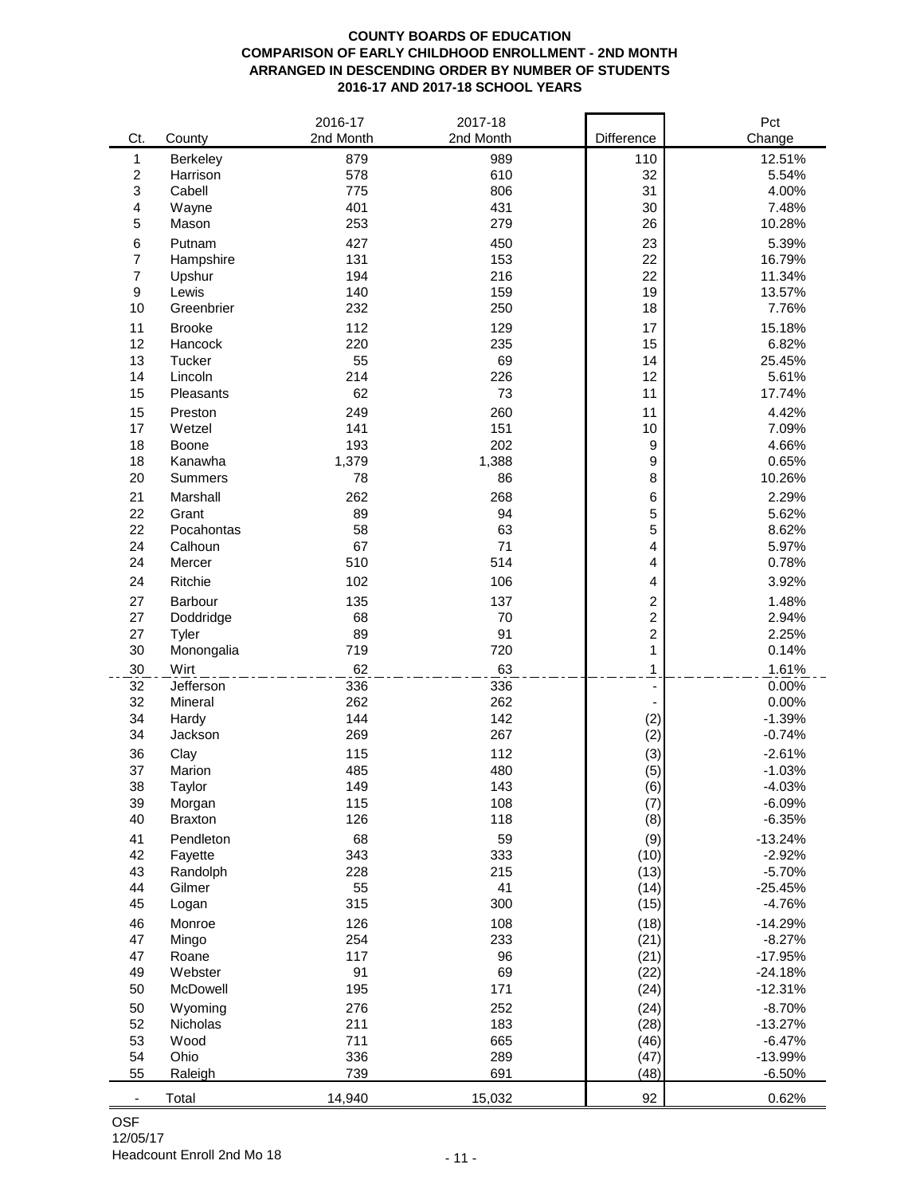**COUNTY BOARDS OF EDUCATION**
**COMPARISON OF EARLY CHILDHOOD ENROLLMENT - 2ND MONTH**
**ARRANGED IN DESCENDING ORDER BY NUMBER OF STUDENTS**
**2016-17 AND 2017-18 SCHOOL YEARS**

| Ct. | County | 2016-17 2nd Month | 2017-18 2nd Month | Difference | Pct Change |
|---|---|---|---|---|---|
| 1 | Berkeley | 879 | 989 | 110 | 12.51% |
| 2 | Harrison | 578 | 610 | 32 | 5.54% |
| 3 | Cabell | 775 | 806 | 31 | 4.00% |
| 4 | Wayne | 401 | 431 | 30 | 7.48% |
| 5 | Mason | 253 | 279 | 26 | 10.28% |
| 6 | Putnam | 427 | 450 | 23 | 5.39% |
| 7 | Hampshire | 131 | 153 | 22 | 16.79% |
| 7 | Upshur | 194 | 216 | 22 | 11.34% |
| 9 | Lewis | 140 | 159 | 19 | 13.57% |
| 10 | Greenbrier | 232 | 250 | 18 | 7.76% |
| 11 | Brooke | 112 | 129 | 17 | 15.18% |
| 12 | Hancock | 220 | 235 | 15 | 6.82% |
| 13 | Tucker | 55 | 69 | 14 | 25.45% |
| 14 | Lincoln | 214 | 226 | 12 | 5.61% |
| 15 | Pleasants | 62 | 73 | 11 | 17.74% |
| 15 | Preston | 249 | 260 | 11 | 4.42% |
| 17 | Wetzel | 141 | 151 | 10 | 7.09% |
| 18 | Boone | 193 | 202 | 9 | 4.66% |
| 18 | Kanawha | 1,379 | 1,388 | 9 | 0.65% |
| 20 | Summers | 78 | 86 | 8 | 10.26% |
| 21 | Marshall | 262 | 268 | 6 | 2.29% |
| 22 | Grant | 89 | 94 | 5 | 5.62% |
| 22 | Pocahontas | 58 | 63 | 5 | 8.62% |
| 24 | Calhoun | 67 | 71 | 4 | 5.97% |
| 24 | Mercer | 510 | 514 | 4 | 0.78% |
| 24 | Ritchie | 102 | 106 | 4 | 3.92% |
| 27 | Barbour | 135 | 137 | 2 | 1.48% |
| 27 | Doddridge | 68 | 70 | 2 | 2.94% |
| 27 | Tyler | 89 | 91 | 2 | 2.25% |
| 30 | Monongalia | 719 | 720 | 1 | 0.14% |
| 30 | Wirt | 62 | 63 | 1 | 1.61% |
| 32 | Jefferson | 336 | 336 | - | 0.00% |
| 32 | Mineral | 262 | 262 | - | 0.00% |
| 34 | Hardy | 144 | 142 | (2) | -1.39% |
| 34 | Jackson | 269 | 267 | (2) | -0.74% |
| 36 | Clay | 115 | 112 | (3) | -2.61% |
| 37 | Marion | 485 | 480 | (5) | -1.03% |
| 38 | Taylor | 149 | 143 | (6) | -4.03% |
| 39 | Morgan | 115 | 108 | (7) | -6.09% |
| 40 | Braxton | 126 | 118 | (8) | -6.35% |
| 41 | Pendleton | 68 | 59 | (9) | -13.24% |
| 42 | Fayette | 343 | 333 | (10) | -2.92% |
| 43 | Randolph | 228 | 215 | (13) | -5.70% |
| 44 | Gilmer | 55 | 41 | (14) | -25.45% |
| 45 | Logan | 315 | 300 | (15) | -4.76% |
| 46 | Monroe | 126 | 108 | (18) | -14.29% |
| 47 | Mingo | 254 | 233 | (21) | -8.27% |
| 47 | Roane | 117 | 96 | (21) | -17.95% |
| 49 | Webster | 91 | 69 | (22) | -24.18% |
| 50 | McDowell | 195 | 171 | (24) | -12.31% |
| 50 | Wyoming | 276 | 252 | (24) | -8.70% |
| 52 | Nicholas | 211 | 183 | (28) | -13.27% |
| 53 | Wood | 711 | 665 | (46) | -6.47% |
| 54 | Ohio | 336 | 289 | (47) | -13.99% |
| 55 | Raleigh | 739 | 691 | (48) | -6.50% |
| - | Total | 14,940 | 15,032 | 92 | 0.62% |

OSF
12/05/17
Headcount Enroll 2nd Mo 18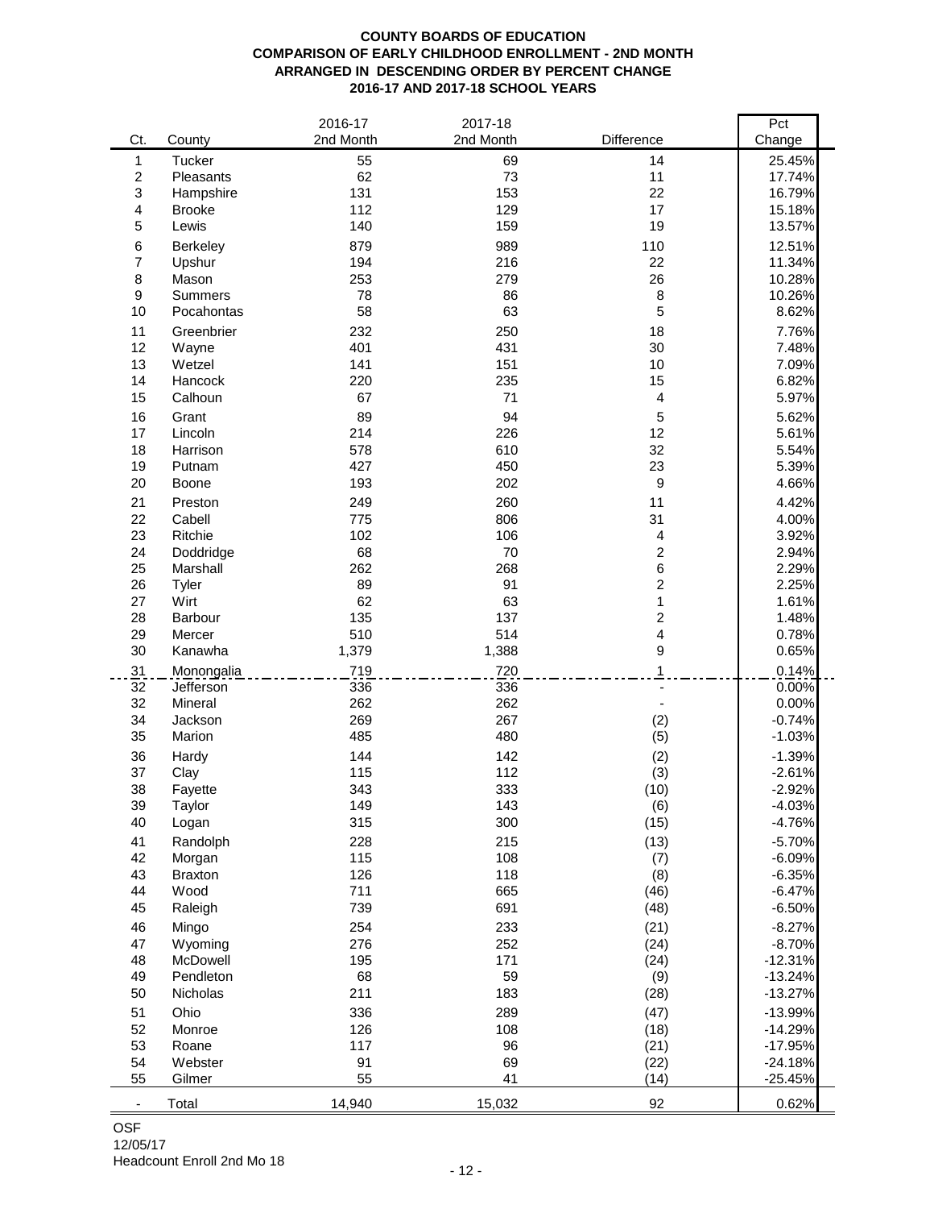**COUNTY BOARDS OF EDUCATION**
**COMPARISON OF EARLY CHILDHOOD ENROLLMENT - 2ND MONTH**
**ARRANGED IN DESCENDING ORDER BY PERCENT CHANGE**
**2016-17 AND 2017-18 SCHOOL YEARS**

| Ct. | County | 2016-17 2nd Month | 2017-18 2nd Month | Difference | Pct Change |
|---|---|---|---|---|---|
| 1 | Tucker | 55 | 69 | 14 | 25.45% |
| 2 | Pleasants | 62 | 73 | 11 | 17.74% |
| 3 | Hampshire | 131 | 153 | 22 | 16.79% |
| 4 | Brooke | 112 | 129 | 17 | 15.18% |
| 5 | Lewis | 140 | 159 | 19 | 13.57% |
| 6 | Berkeley | 879 | 989 | 110 | 12.51% |
| 7 | Upshur | 194 | 216 | 22 | 11.34% |
| 8 | Mason | 253 | 279 | 26 | 10.28% |
| 9 | Summers | 78 | 86 | 8 | 10.26% |
| 10 | Pocahontas | 58 | 63 | 5 | 8.62% |
| 11 | Greenbrier | 232 | 250 | 18 | 7.76% |
| 12 | Wayne | 401 | 431 | 30 | 7.48% |
| 13 | Wetzel | 141 | 151 | 10 | 7.09% |
| 14 | Hancock | 220 | 235 | 15 | 6.82% |
| 15 | Calhoun | 67 | 71 | 4 | 5.97% |
| 16 | Grant | 89 | 94 | 5 | 5.62% |
| 17 | Lincoln | 214 | 226 | 12 | 5.61% |
| 18 | Harrison | 578 | 610 | 32 | 5.54% |
| 19 | Putnam | 427 | 450 | 23 | 5.39% |
| 20 | Boone | 193 | 202 | 9 | 4.66% |
| 21 | Preston | 249 | 260 | 11 | 4.42% |
| 22 | Cabell | 775 | 806 | 31 | 4.00% |
| 23 | Ritchie | 102 | 106 | 4 | 3.92% |
| 24 | Doddridge | 68 | 70 | 2 | 2.94% |
| 25 | Marshall | 262 | 268 | 6 | 2.29% |
| 26 | Tyler | 89 | 91 | 2 | 2.25% |
| 27 | Wirt | 62 | 63 | 1 | 1.61% |
| 28 | Barbour | 135 | 137 | 2 | 1.48% |
| 29 | Mercer | 510 | 514 | 4 | 0.78% |
| 30 | Kanawha | 1,379 | 1,388 | 9 | 0.65% |
| 31 | Monongalia | 719 | 720 | 1 | 0.14% |
| 32 | Jefferson | 336 | 336 | - | 0.00% |
| 32 | Mineral | 262 | 262 | - | 0.00% |
| 34 | Jackson | 269 | 267 | (2) | -0.74% |
| 35 | Marion | 485 | 480 | (5) | -1.03% |
| 36 | Hardy | 144 | 142 | (2) | -1.39% |
| 37 | Clay | 115 | 112 | (3) | -2.61% |
| 38 | Fayette | 343 | 333 | (10) | -2.92% |
| 39 | Taylor | 149 | 143 | (6) | -4.03% |
| 40 | Logan | 315 | 300 | (15) | -4.76% |
| 41 | Randolph | 228 | 215 | (13) | -5.70% |
| 42 | Morgan | 115 | 108 | (7) | -6.09% |
| 43 | Braxton | 126 | 118 | (8) | -6.35% |
| 44 | Wood | 711 | 665 | (46) | -6.47% |
| 45 | Raleigh | 739 | 691 | (48) | -6.50% |
| 46 | Mingo | 254 | 233 | (21) | -8.27% |
| 47 | Wyoming | 276 | 252 | (24) | -8.70% |
| 48 | McDowell | 195 | 171 | (24) | -12.31% |
| 49 | Pendleton | 68 | 59 | (9) | -13.24% |
| 50 | Nicholas | 211 | 183 | (28) | -13.27% |
| 51 | Ohio | 336 | 289 | (47) | -13.99% |
| 52 | Monroe | 126 | 108 | (18) | -14.29% |
| 53 | Roane | 117 | 96 | (21) | -17.95% |
| 54 | Webster | 91 | 69 | (22) | -24.18% |
| 55 | Gilmer | 55 | 41 | (14) | -25.45% |
| - | Total | 14,940 | 15,032 | 92 | 0.62% |

OSF
12/05/17
Headcount Enroll 2nd Mo 18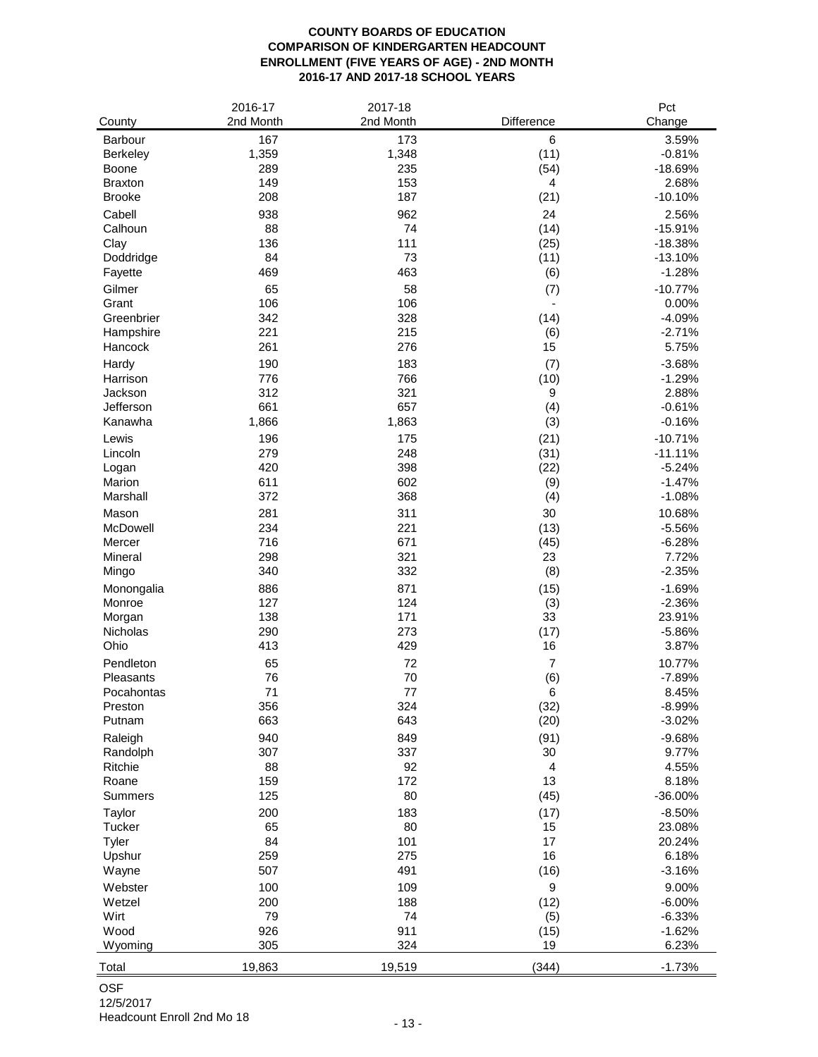**COUNTY BOARDS OF EDUCATION**
**COMPARISON OF KINDERGARTEN HEADCOUNT**
**ENROLLMENT (FIVE YEARS OF AGE) - 2ND MONTH**
**2016-17 AND 2017-18 SCHOOL YEARS**

| County | 2016-17 2nd Month | 2017-18 2nd Month | Difference | Pct Change |
|---|---|---|---|---|
| Barbour | 167 | 173 | 6 | 3.59% |
| Berkeley | 1,359 | 1,348 | (11) | -0.81% |
| Boone | 289 | 235 | (54) | -18.69% |
| Braxton | 149 | 153 | 4 | 2.68% |
| Brooke | 208 | 187 | (21) | -10.10% |
| Cabell | 938 | 962 | 24 | 2.56% |
| Calhoun | 88 | 74 | (14) | -15.91% |
| Clay | 136 | 111 | (25) | -18.38% |
| Doddridge | 84 | 73 | (11) | -13.10% |
| Fayette | 469 | 463 | (6) | -1.28% |
| Gilmer | 65 | 58 | (7) | -10.77% |
| Grant | 106 | 106 | - | 0.00% |
| Greenbrier | 342 | 328 | (14) | -4.09% |
| Hampshire | 221 | 215 | (6) | -2.71% |
| Hancock | 261 | 276 | 15 | 5.75% |
| Hardy | 190 | 183 | (7) | -3.68% |
| Harrison | 776 | 766 | (10) | -1.29% |
| Jackson | 312 | 321 | 9 | 2.88% |
| Jefferson | 661 | 657 | (4) | -0.61% |
| Kanawha | 1,866 | 1,863 | (3) | -0.16% |
| Lewis | 196 | 175 | (21) | -10.71% |
| Lincoln | 279 | 248 | (31) | -11.11% |
| Logan | 420 | 398 | (22) | -5.24% |
| Marion | 611 | 602 | (9) | -1.47% |
| Marshall | 372 | 368 | (4) | -1.08% |
| Mason | 281 | 311 | 30 | 10.68% |
| McDowell | 234 | 221 | (13) | -5.56% |
| Mercer | 716 | 671 | (45) | -6.28% |
| Mineral | 298 | 321 | 23 | 7.72% |
| Mingo | 340 | 332 | (8) | -2.35% |
| Monongalia | 886 | 871 | (15) | -1.69% |
| Monroe | 127 | 124 | (3) | -2.36% |
| Morgan | 138 | 171 | 33 | 23.91% |
| Nicholas | 290 | 273 | (17) | -5.86% |
| Ohio | 413 | 429 | 16 | 3.87% |
| Pendleton | 65 | 72 | 7 | 10.77% |
| Pleasants | 76 | 70 | (6) | -7.89% |
| Pocahontas | 71 | 77 | 6 | 8.45% |
| Preston | 356 | 324 | (32) | -8.99% |
| Putnam | 663 | 643 | (20) | -3.02% |
| Raleigh | 940 | 849 | (91) | -9.68% |
| Randolph | 307 | 337 | 30 | 9.77% |
| Ritchie | 88 | 92 | 4 | 4.55% |
| Roane | 159 | 172 | 13 | 8.18% |
| Summers | 125 | 80 | (45) | -36.00% |
| Taylor | 200 | 183 | (17) | -8.50% |
| Tucker | 65 | 80 | 15 | 23.08% |
| Tyler | 84 | 101 | 17 | 20.24% |
| Upshur | 259 | 275 | 16 | 6.18% |
| Wayne | 507 | 491 | (16) | -3.16% |
| Webster | 100 | 109 | 9 | 9.00% |
| Wetzel | 200 | 188 | (12) | -6.00% |
| Wirt | 79 | 74 | (5) | -6.33% |
| Wood | 926 | 911 | (15) | -1.62% |
| Wyoming | 305 | 324 | 19 | 6.23% |
| Total | 19,863 | 19,519 | (344) | -1.73% |

OSF
12/5/2017
Headcount Enroll 2nd Mo 18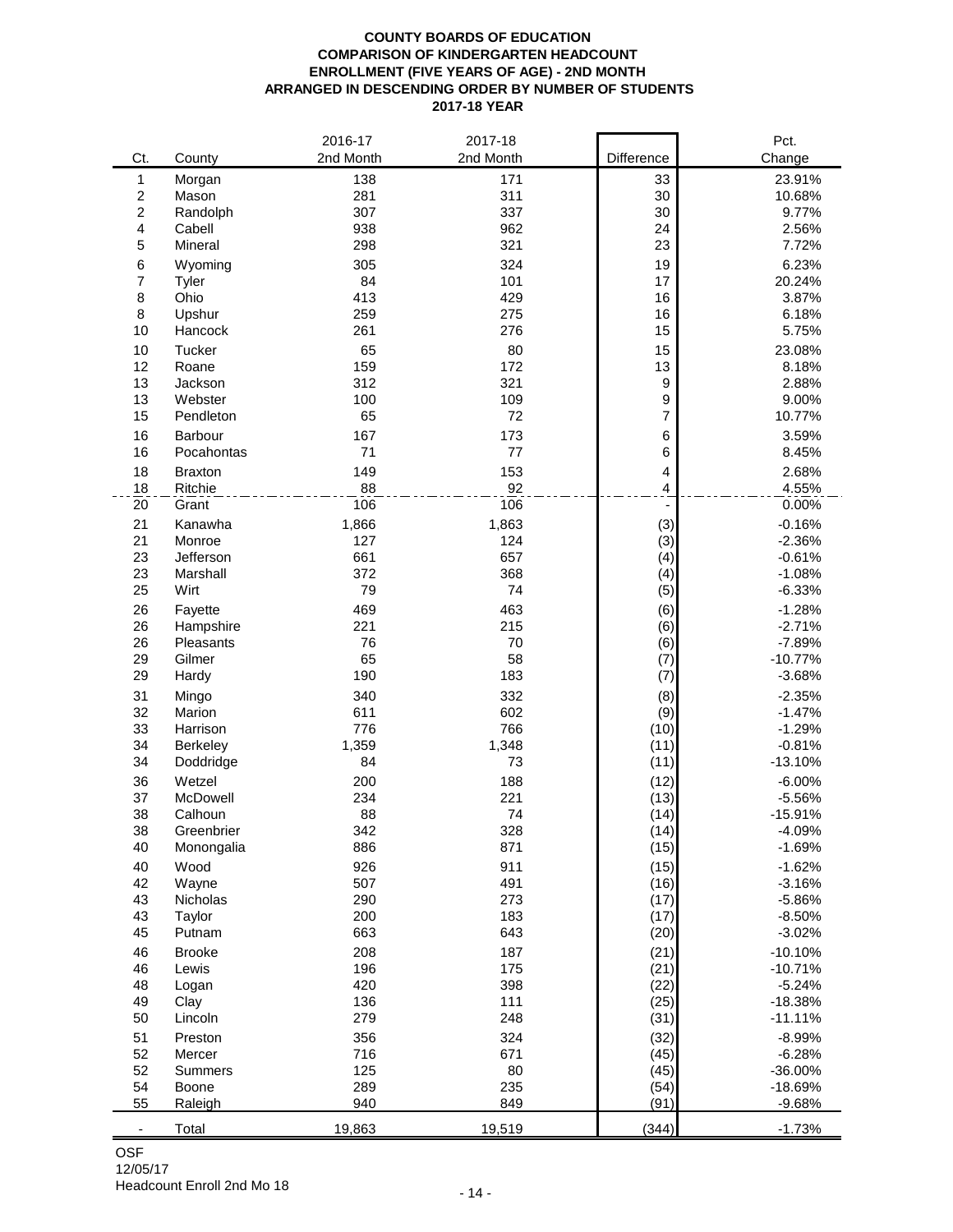**COUNTY BOARDS OF EDUCATION**
**COMPARISON OF KINDERGARTEN HEADCOUNT**
**ENROLLMENT (FIVE YEARS OF AGE) - 2ND MONTH**
**ARRANGED IN DESCENDING ORDER BY NUMBER OF STUDENTS**
**2017-18 YEAR**

| Ct. | County | 2016-17 2nd Month | 2017-18 2nd Month | Difference | Pct. Change |
|---|---|---|---|---|---|
| 1 | Morgan | 138 | 171 | 33 | 23.91% |
| 2 | Mason | 281 | 311 | 30 | 10.68% |
| 2 | Randolph | 307 | 337 | 30 | 9.77% |
| 4 | Cabell | 938 | 962 | 24 | 2.56% |
| 5 | Mineral | 298 | 321 | 23 | 7.72% |
| 6 | Wyoming | 305 | 324 | 19 | 6.23% |
| 7 | Tyler | 84 | 101 | 17 | 20.24% |
| 8 | Ohio | 413 | 429 | 16 | 3.87% |
| 8 | Upshur | 259 | 275 | 16 | 6.18% |
| 10 | Hancock | 261 | 276 | 15 | 5.75% |
| 10 | Tucker | 65 | 80 | 15 | 23.08% |
| 12 | Roane | 159 | 172 | 13 | 8.18% |
| 13 | Jackson | 312 | 321 | 9 | 2.88% |
| 13 | Webster | 100 | 109 | 9 | 9.00% |
| 15 | Pendleton | 65 | 72 | 7 | 10.77% |
| 16 | Barbour | 167 | 173 | 6 | 3.59% |
| 16 | Pocahontas | 71 | 77 | 6 | 8.45% |
| 18 | Braxton | 149 | 153 | 4 | 2.68% |
| 18 | Ritchie | 88 | 92 | 4 | 4.55% |
| 20 | Grant | 106 | 106 | - | 0.00% |
| 21 | Kanawha | 1,866 | 1,863 | (3) | -0.16% |
| 21 | Monroe | 127 | 124 | (3) | -2.36% |
| 23 | Jefferson | 661 | 657 | (4) | -0.61% |
| 23 | Marshall | 372 | 368 | (4) | -1.08% |
| 25 | Wirt | 79 | 74 | (5) | -6.33% |
| 26 | Fayette | 469 | 463 | (6) | -1.28% |
| 26 | Hampshire | 221 | 215 | (6) | -2.71% |
| 26 | Pleasants | 76 | 70 | (6) | -7.89% |
| 29 | Gilmer | 65 | 58 | (7) | -10.77% |
| 29 | Hardy | 190 | 183 | (7) | -3.68% |
| 31 | Mingo | 340 | 332 | (8) | -2.35% |
| 32 | Marion | 611 | 602 | (9) | -1.47% |
| 33 | Harrison | 776 | 766 | (10) | -1.29% |
| 34 | Berkeley | 1,359 | 1,348 | (11) | -0.81% |
| 34 | Doddridge | 84 | 73 | (11) | -13.10% |
| 36 | Wetzel | 200 | 188 | (12) | -6.00% |
| 37 | McDowell | 234 | 221 | (13) | -5.56% |
| 38 | Calhoun | 88 | 74 | (14) | -15.91% |
| 38 | Greenbrier | 342 | 328 | (14) | -4.09% |
| 40 | Monongalia | 886 | 871 | (15) | -1.69% |
| 40 | Wood | 926 | 911 | (15) | -1.62% |
| 42 | Wayne | 507 | 491 | (16) | -3.16% |
| 43 | Nicholas | 290 | 273 | (17) | -5.86% |
| 43 | Taylor | 200 | 183 | (17) | -8.50% |
| 45 | Putnam | 663 | 643 | (20) | -3.02% |
| 46 | Brooke | 208 | 187 | (21) | -10.10% |
| 46 | Lewis | 196 | 175 | (21) | -10.71% |
| 48 | Logan | 420 | 398 | (22) | -5.24% |
| 49 | Clay | 136 | 111 | (25) | -18.38% |
| 50 | Lincoln | 279 | 248 | (31) | -11.11% |
| 51 | Preston | 356 | 324 | (32) | -8.99% |
| 52 | Mercer | 716 | 671 | (45) | -6.28% |
| 52 | Summers | 125 | 80 | (45) | -36.00% |
| 54 | Boone | 289 | 235 | (54) | -18.69% |
| 55 | Raleigh | 940 | 849 | (91) | -9.68% |
| - | Total | 19,863 | 19,519 | (344) | -1.73% |

OSF
12/05/17
Headcount Enroll 2nd Mo 18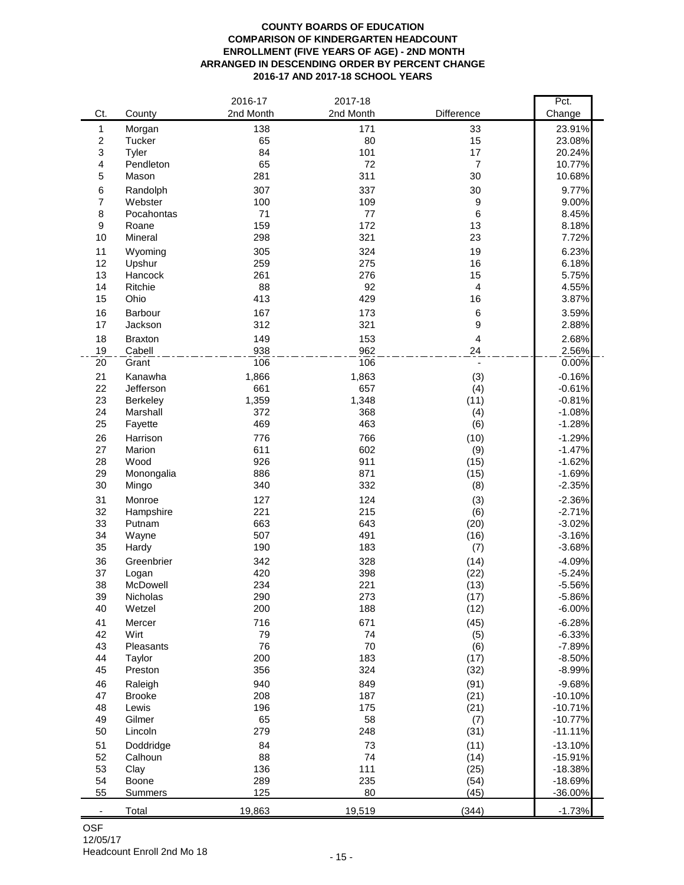**COUNTY BOARDS OF EDUCATION**
**COMPARISON OF KINDERGARTEN HEADCOUNT**
**ENROLLMENT (FIVE YEARS OF AGE) - 2ND MONTH**
**ARRANGED IN DESCENDING ORDER BY PERCENT CHANGE**
**2016-17 AND 2017-18 SCHOOL YEARS**

| Ct. | County | 2016-17 2nd Month | 2017-18 2nd Month | Difference | Pct. Change |
|---|---|---|---|---|---|
| 1 | Morgan | 138 | 171 | 33 | 23.91% |
| 2 | Tucker | 65 | 80 | 15 | 23.08% |
| 3 | Tyler | 84 | 101 | 17 | 20.24% |
| 4 | Pendleton | 65 | 72 | 7 | 10.77% |
| 5 | Mason | 281 | 311 | 30 | 10.68% |
| 6 | Randolph | 307 | 337 | 30 | 9.77% |
| 7 | Webster | 100 | 109 | 9 | 9.00% |
| 8 | Pocahontas | 71 | 77 | 6 | 8.45% |
| 9 | Roane | 159 | 172 | 13 | 8.18% |
| 10 | Mineral | 298 | 321 | 23 | 7.72% |
| 11 | Wyoming | 305 | 324 | 19 | 6.23% |
| 12 | Upshur | 259 | 275 | 16 | 6.18% |
| 13 | Hancock | 261 | 276 | 15 | 5.75% |
| 14 | Ritchie | 88 | 92 | 4 | 4.55% |
| 15 | Ohio | 413 | 429 | 16 | 3.87% |
| 16 | Barbour | 167 | 173 | 6 | 3.59% |
| 17 | Jackson | 312 | 321 | 9 | 2.88% |
| 18 | Braxton | 149 | 153 | 4 | 2.68% |
| 19 | Cabell | 938 | 962 | 24 | 2.56% |
| 20 | Grant | 106 | 106 | - | 0.00% |
| 21 | Kanawha | 1,866 | 1,863 | (3) | -0.16% |
| 22 | Jefferson | 661 | 657 | (4) | -0.61% |
| 23 | Berkeley | 1,359 | 1,348 | (11) | -0.81% |
| 24 | Marshall | 372 | 368 | (4) | -1.08% |
| 25 | Fayette | 469 | 463 | (6) | -1.28% |
| 26 | Harrison | 776 | 766 | (10) | -1.29% |
| 27 | Marion | 611 | 602 | (9) | -1.47% |
| 28 | Wood | 926 | 911 | (15) | -1.62% |
| 29 | Monongalia | 886 | 871 | (15) | -1.69% |
| 30 | Mingo | 340 | 332 | (8) | -2.35% |
| 31 | Monroe | 127 | 124 | (3) | -2.36% |
| 32 | Hampshire | 221 | 215 | (6) | -2.71% |
| 33 | Putnam | 663 | 643 | (20) | -3.02% |
| 34 | Wayne | 507 | 491 | (16) | -3.16% |
| 35 | Hardy | 190 | 183 | (7) | -3.68% |
| 36 | Greenbrier | 342 | 328 | (14) | -4.09% |
| 37 | Logan | 420 | 398 | (22) | -5.24% |
| 38 | McDowell | 234 | 221 | (13) | -5.56% |
| 39 | Nicholas | 290 | 273 | (17) | -5.86% |
| 40 | Wetzel | 200 | 188 | (12) | -6.00% |
| 41 | Mercer | 716 | 671 | (45) | -6.28% |
| 42 | Wirt | 79 | 74 | (5) | -6.33% |
| 43 | Pleasants | 76 | 70 | (6) | -7.89% |
| 44 | Taylor | 200 | 183 | (17) | -8.50% |
| 45 | Preston | 356 | 324 | (32) | -8.99% |
| 46 | Raleigh | 940 | 849 | (91) | -9.68% |
| 47 | Brooke | 208 | 187 | (21) | -10.10% |
| 48 | Lewis | 196 | 175 | (21) | -10.71% |
| 49 | Gilmer | 65 | 58 | (7) | -10.77% |
| 50 | Lincoln | 279 | 248 | (31) | -11.11% |
| 51 | Doddridge | 84 | 73 | (11) | -13.10% |
| 52 | Calhoun | 88 | 74 | (14) | -15.91% |
| 53 | Clay | 136 | 111 | (25) | -18.38% |
| 54 | Boone | 289 | 235 | (54) | -18.69% |
| 55 | Summers | 125 | 80 | (45) | -36.00% |
| - | Total | 19,863 | 19,519 | (344) | -1.73% |

OSF
12/05/17
Headcount Enroll 2nd Mo 18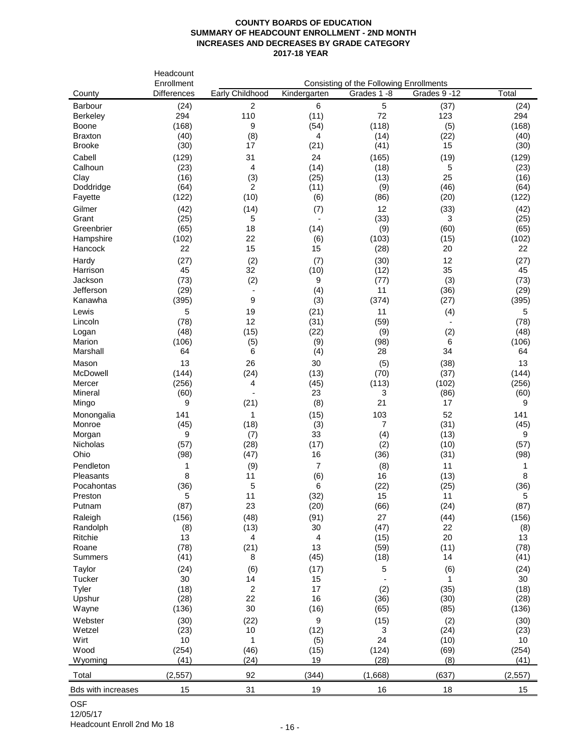**COUNTY BOARDS OF EDUCATION**
**SUMMARY OF HEADCOUNT ENROLLMENT - 2ND MONTH**
**INCREASES AND DECREASES BY GRADE CATEGORY**
**2017-18 YEAR**

| County | Headcount Enrollment Differences | Consisting of the Following Enrollments | | | | |
|---|---|---|---|---|---|---|
| | | Early Childhood | Kindergarten | Grades 1 -8 | Grades 9 -12 | Total |
| Barbour | (24) | 2 | 6 | 5 | (37) | (24) |
| Berkeley | 294 | 110 | (11) | 72 | 123 | 294 |
| Boone | (168) | 9 | (54) | (118) | (5) | (168) |
| Braxton | (40) | (8) | 4 | (14) | (22) | (40) |
| Brooke | (30) | 17 | (21) | (41) | 15 | (30) |
| Cabell | (129) | 31 | 24 | (165) | (19) | (129) |
| Calhoun | (23) | 4 | (14) | (18) | 5 | (23) |
| Clay | (16) | (3) | (25) | (13) | 25 | (16) |
| Doddridge | (64) | 2 | (11) | (9) | (46) | (64) |
| Fayette | (122) | (10) | (6) | (86) | (20) | (122) |
| Gilmer | (42) | (14) | (7) | 12 | (33) | (42) |
| Grant | (25) | 5 | - | (33) | 3 | (25) |
| Greenbrier | (65) | 18 | (14) | (9) | (60) | (65) |
| Hampshire | (102) | 22 | (6) | (103) | (15) | (102) |
| Hancock | 22 | 15 | 15 | (28) | 20 | 22 |
| Hardy | (27) | (2) | (7) | (30) | 12 | (27) |
| Harrison | 45 | 32 | (10) | (12) | 35 | 45 |
| Jackson | (73) | (2) | 9 | (77) | (3) | (73) |
| Jefferson | (29) | - | (4) | 11 | (36) | (29) |
| Kanawha | (395) | 9 | (3) | (374) | (27) | (395) |
| Lewis | 5 | 19 | (21) | 11 | (4) | 5 |
| Lincoln | (78) | 12 | (31) | (59) | - | (78) |
| Logan | (48) | (15) | (22) | (9) | (2) | (48) |
| Marion | (106) | (5) | (9) | (98) | 6 | (106) |
| Marshall | 64 | 6 | (4) | 28 | 34 | 64 |
| Mason | 13 | 26 | 30 | (5) | (38) | 13 |
| McDowell | (144) | (24) | (13) | (70) | (37) | (144) |
| Mercer | (256) | 4 | (45) | (113) | (102) | (256) |
| Mineral | (60) | - | 23 | 3 | (86) | (60) |
| Mingo | 9 | (21) | (8) | 21 | 17 | 9 |
| Monongalia | 141 | 1 | (15) | 103 | 52 | 141 |
| Monroe | (45) | (18) | (3) | 7 | (31) | (45) |
| Morgan | 9 | (7) | 33 | (4) | (13) | 9 |
| Nicholas | (57) | (28) | (17) | (2) | (10) | (57) |
| Ohio | (98) | (47) | 16 | (36) | (31) | (98) |
| Pendleton | 1 | (9) | 7 | (8) | 11 | 1 |
| Pleasants | 8 | 11 | (6) | 16 | (13) | 8 |
| Pocahontas | (36) | 5 | 6 | (22) | (25) | (36) |
| Preston | 5 | 11 | (32) | 15 | 11 | 5 |
| Putnam | (87) | 23 | (20) | (66) | (24) | (87) |
| Raleigh | (156) | (48) | (91) | 27 | (44) | (156) |
| Randolph | (8) | (13) | 30 | (47) | 22 | (8) |
| Ritchie | 13 | 4 | 4 | (15) | 20 | 13 |
| Roane | (78) | (21) | 13 | (59) | (11) | (78) |
| Summers | (41) | 8 | (45) | (18) | 14 | (41) |
| Taylor | (24) | (6) | (17) | 5 | (6) | (24) |
| Tucker | 30 | 14 | 15 | - | 1 | 30 |
| Tyler | (18) | 2 | 17 | (2) | (35) | (18) |
| Upshur | (28) | 22 | 16 | (36) | (30) | (28) |
| Wayne | (136) | 30 | (16) | (65) | (85) | (136) |
| Webster | (30) | (22) | 9 | (15) | (2) | (30) |
| Wetzel | (23) | 10 | (12) | 3 | (24) | (23) |
| Wirt | 10 | 1 | (5) | 24 | (10) | 10 |
| Wood | (254) | (46) | (15) | (124) | (69) | (254) |
| Wyoming | (41) | (24) | 19 | (28) | (8) | (41) |
| Total | (2,557) | 92 | (344) | (1,668) | (637) | (2,557) |
| Bds with increases | 15 | 31 | 19 | 16 | 18 | 15 |

OSF
12/05/17
Headcount Enroll 2nd Mo 18